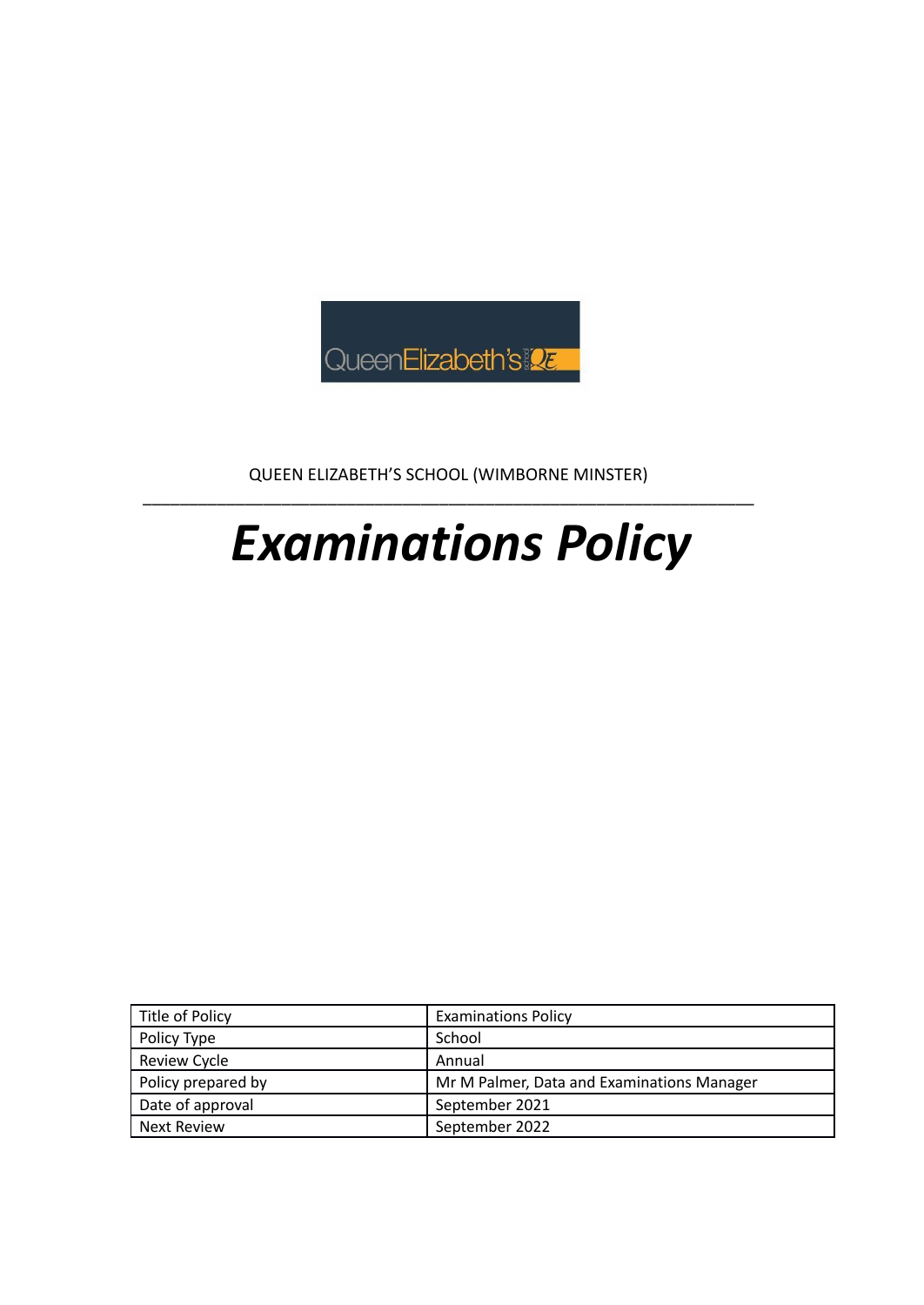QUEEN ELIZABETH'S SCHOOL (WIMBORNE MINSTER)

# *Examinations Policy*

| Title of Policy | Examinations Policy |
|---|---|
| Policy Type | School |
| Review Cycle | Annual |
| Policy prepared by | Mr M Palmer, Data and Examinations Manager |
| Date of approval | September 2021 |
| Next Review | September 2022 |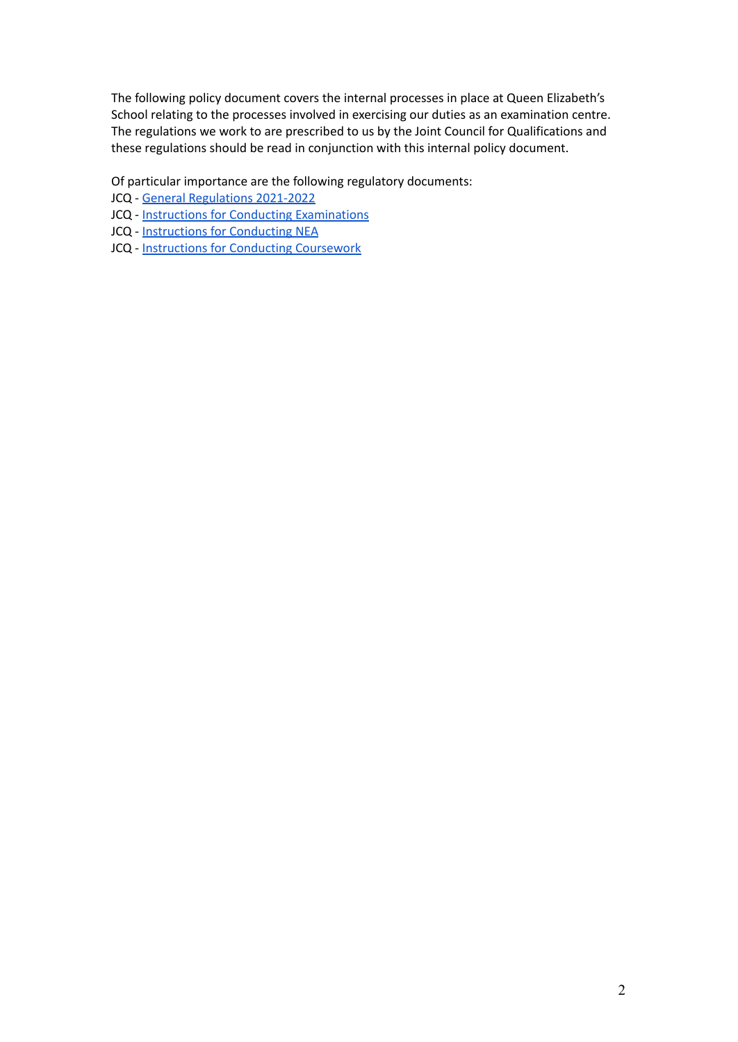The following policy document covers the internal processes in place at Queen Elizabeth's School relating to the processes involved in exercising our duties as an examination centre. The regulations we work to are prescribed to us by the Joint Council for Qualifications and these regulations should be read in conjunction with this internal policy document.

Of particular importance are the following regulatory documents:

JCQ - General Regulations 2021-2022
JCQ - Instructions for Conducting Examinations
JCQ - Instructions for Conducting NEA
JCQ - Instructions for Conducting Coursework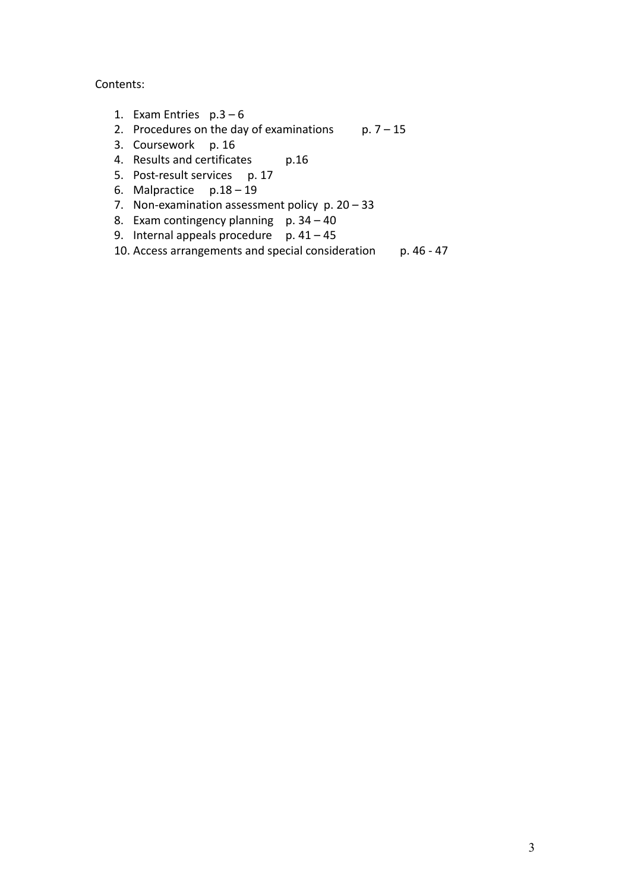Contents:

1. Exam Entries p.3 – 6
2. Procedures on the day of examinations p. 7 – 15
3. Coursework p. 16
4. Results and certificates p.16
5. Post-result services p. 17
6. Malpractice p.18 – 19
7. Non-examination assessment policy p. 20 – 33
8. Exam contingency planning p. 34 – 40
9. Internal appeals procedure p. 41 – 45
10. Access arrangements and special consideration p. 46 - 47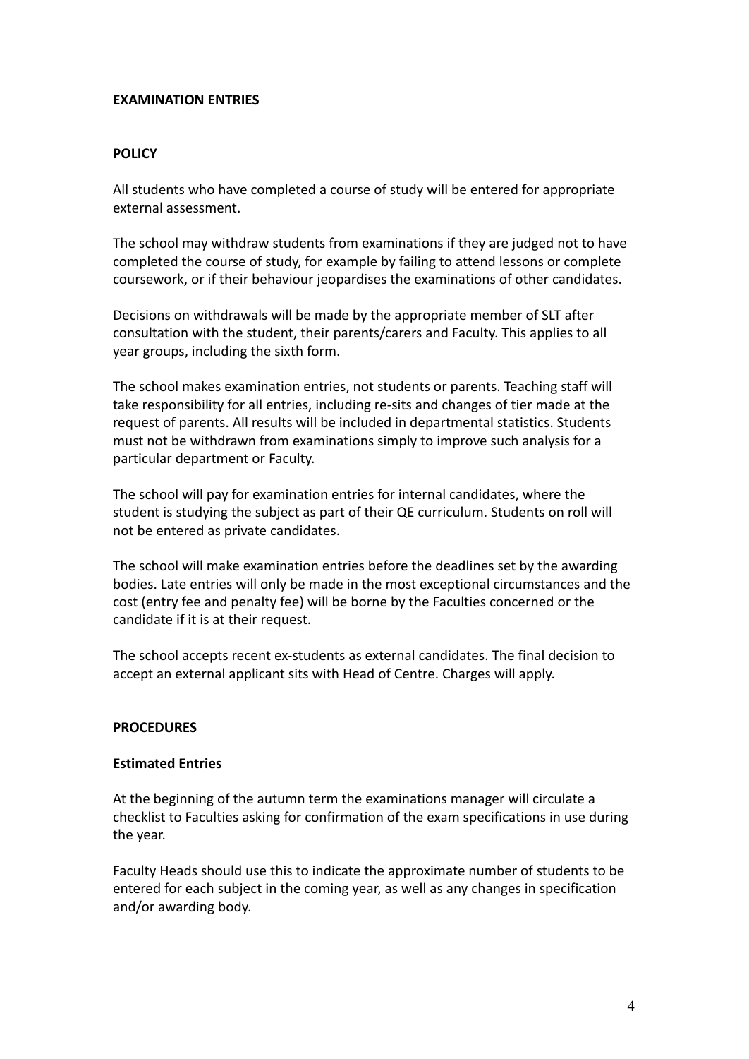## EXAMINATION ENTRIES

### POLICY

All students who have completed a course of study will be entered for appropriate external assessment.

The school may withdraw students from examinations if they are judged not to have completed the course of study, for example by failing to attend lessons or complete coursework, or if their behaviour jeopardises the examinations of other candidates.

Decisions on withdrawals will be made by the appropriate member of SLT after consultation with the student, their parents/carers and Faculty. This applies to all year groups, including the sixth form.

The school makes examination entries, not students or parents. Teaching staff will take responsibility for all entries, including re-sits and changes of tier made at the request of parents. All results will be included in departmental statistics. Students must not be withdrawn from examinations simply to improve such analysis for a particular department or Faculty.

The school will pay for examination entries for internal candidates, where the student is studying the subject as part of their QE curriculum. Students on roll will not be entered as private candidates.

The school will make examination entries before the deadlines set by the awarding bodies. Late entries will only be made in the most exceptional circumstances and the cost (entry fee and penalty fee) will be borne by the Faculties concerned or the candidate if it is at their request.

The school accepts recent ex-students as external candidates. The final decision to accept an external applicant sits with Head of Centre. Charges will apply.

### PROCEDURES

#### Estimated Entries

At the beginning of the autumn term the examinations manager will circulate a checklist to Faculties asking for confirmation of the exam specifications in use during the year.

Faculty Heads should use this to indicate the approximate number of students to be entered for each subject in the coming year, as well as any changes in specification and/or awarding body.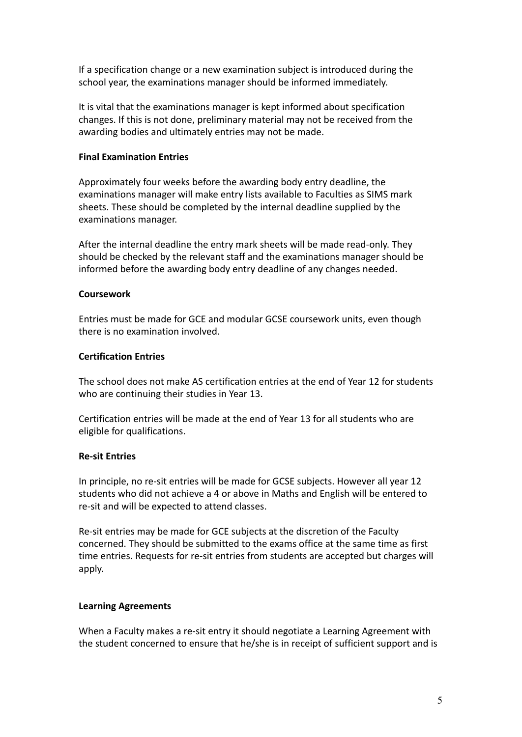If a specification change or a new examination subject is introduced during the school year, the examinations manager should be informed immediately.

It is vital that the examinations manager is kept informed about specification changes. If this is not done, preliminary material may not be received from the awarding bodies and ultimately entries may not be made.

**Final Examination Entries**

Approximately four weeks before the awarding body entry deadline, the examinations manager will make entry lists available to Faculties as SIMS mark sheets. These should be completed by the internal deadline supplied by the examinations manager.

After the internal deadline the entry mark sheets will be made read-only. They should be checked by the relevant staff and the examinations manager should be informed before the awarding body entry deadline of any changes needed.

**Coursework**

Entries must be made for GCE and modular GCSE coursework units, even though there is no examination involved.

**Certification Entries**

The school does not make AS certification entries at the end of Year 12 for students who are continuing their studies in Year 13.

Certification entries will be made at the end of Year 13 for all students who are eligible for qualifications.

**Re-sit Entries**

In principle, no re-sit entries will be made for GCSE subjects. However all year 12 students who did not achieve a 4 or above in Maths and English will be entered to re-sit and will be expected to attend classes.

Re-sit entries may be made for GCE subjects at the discretion of the Faculty concerned. They should be submitted to the exams office at the same time as first time entries. Requests for re-sit entries from students are accepted but charges will apply.

**Learning Agreements**

When a Faculty makes a re-sit entry it should negotiate a Learning Agreement with the student concerned to ensure that he/she is in receipt of sufficient support and is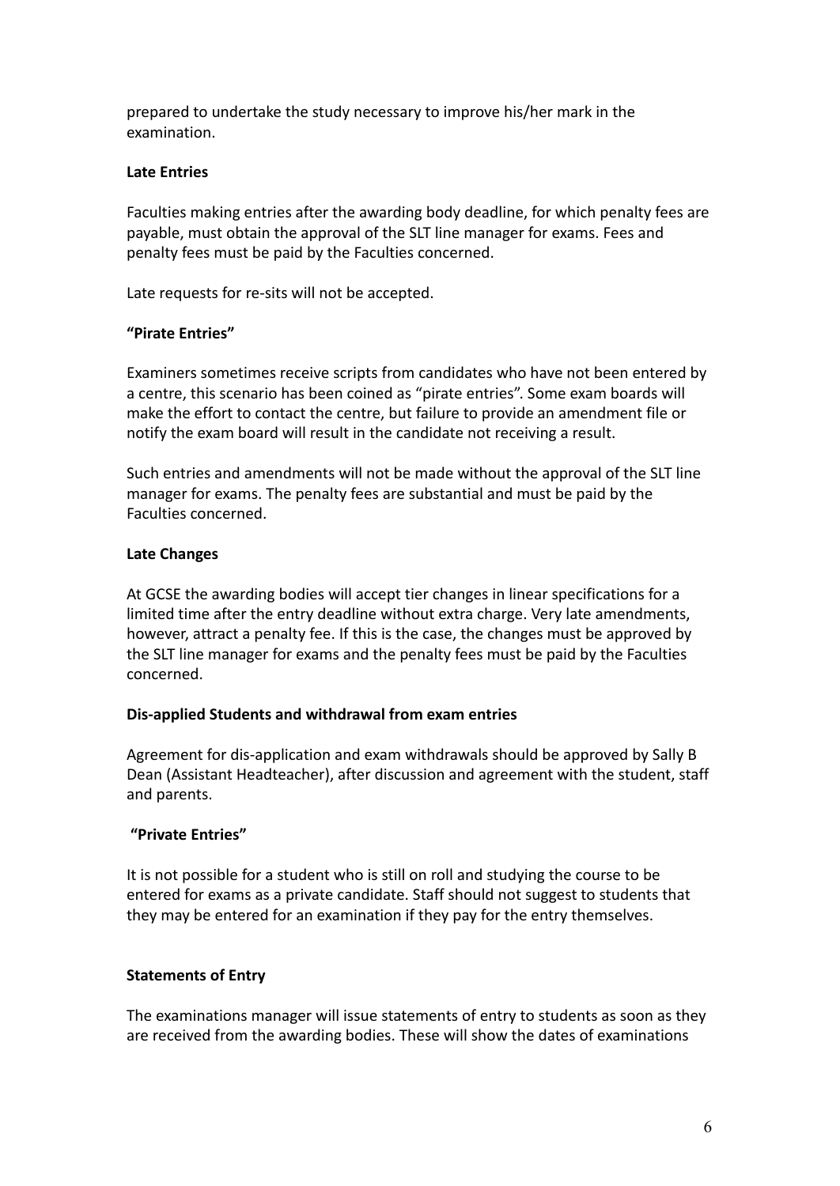prepared to undertake the study necessary to improve his/her mark in the examination.

**Late Entries**

Faculties making entries after the awarding body deadline, for which penalty fees are payable, must obtain the approval of the SLT line manager for exams. Fees and penalty fees must be paid by the Faculties concerned.

Late requests for re-sits will not be accepted.

**"Pirate Entries"**

Examiners sometimes receive scripts from candidates who have not been entered by a centre, this scenario has been coined as "pirate entries". Some exam boards will make the effort to contact the centre, but failure to provide an amendment file or notify the exam board will result in the candidate not receiving a result.

Such entries and amendments will not be made without the approval of the SLT line manager for exams. The penalty fees are substantial and must be paid by the Faculties concerned.

**Late Changes**

At GCSE the awarding bodies will accept tier changes in linear specifications for a limited time after the entry deadline without extra charge. Very late amendments, however, attract a penalty fee. If this is the case, the changes must be approved by the SLT line manager for exams and the penalty fees must be paid by the Faculties concerned.

**Dis-applied Students and withdrawal from exam entries**

Agreement for dis-application and exam withdrawals should be approved by Sally B Dean (Assistant Headteacher), after discussion and agreement with the student, staff and parents.

**"Private Entries"**

It is not possible for a student who is still on roll and studying the course to be entered for exams as a private candidate. Staff should not suggest to students that they may be entered for an examination if they pay for the entry themselves.

**Statements of Entry**

The examinations manager will issue statements of entry to students as soon as they are received from the awarding bodies. These will show the dates of examinations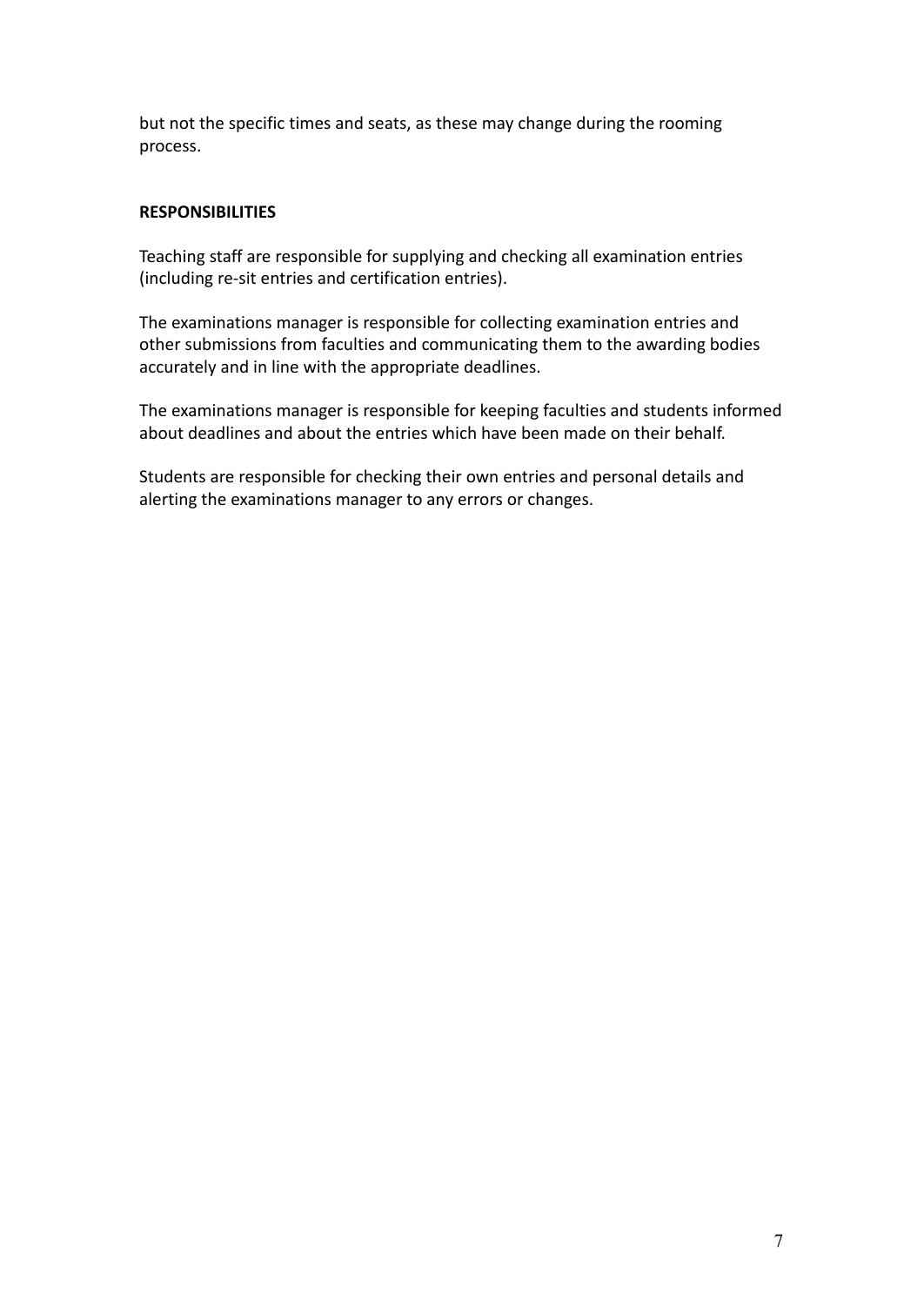but not the specific times and seats, as these may change during the rooming process.

**RESPONSIBILITIES**

Teaching staff are responsible for supplying and checking all examination entries (including re-sit entries and certification entries).

The examinations manager is responsible for collecting examination entries and other submissions from faculties and communicating them to the awarding bodies accurately and in line with the appropriate deadlines.

The examinations manager is responsible for keeping faculties and students informed about deadlines and about the entries which have been made on their behalf.

Students are responsible for checking their own entries and personal details and alerting the examinations manager to any errors or changes.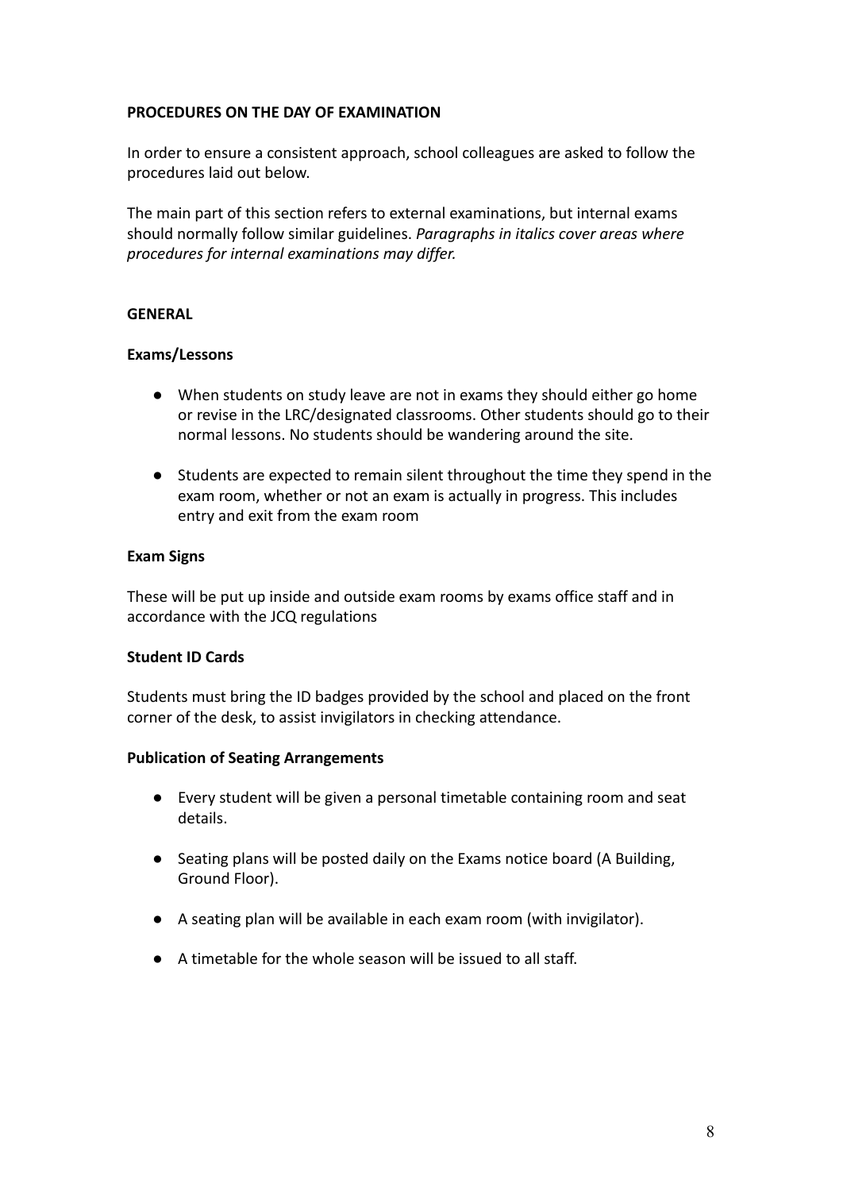**PROCEDURES ON THE DAY OF EXAMINATION**

In order to ensure a consistent approach, school colleagues are asked to follow the procedures laid out below.

The main part of this section refers to external examinations, but internal exams should normally follow similar guidelines. *Paragraphs in italics cover areas where procedures for internal examinations may differ.*

**GENERAL**

**Exams/Lessons**

- When students on study leave are not in exams they should either go home or revise in the LRC/designated classrooms. Other students should go to their normal lessons. No students should be wandering around the site.

- Students are expected to remain silent throughout the time they spend in the exam room, whether or not an exam is actually in progress. This includes entry and exit from the exam room

**Exam Signs**

These will be put up inside and outside exam rooms by exams office staff and in accordance with the JCQ regulations

**Student ID Cards**

Students must bring the ID badges provided by the school and placed on the front corner of the desk, to assist invigilators in checking attendance.

**Publication of Seating Arrangements**

- Every student will be given a personal timetable containing room and seat details.

- Seating plans will be posted daily on the Exams notice board (A Building, Ground Floor).

- A seating plan will be available in each exam room (with invigilator).

- A timetable for the whole season will be issued to all staff.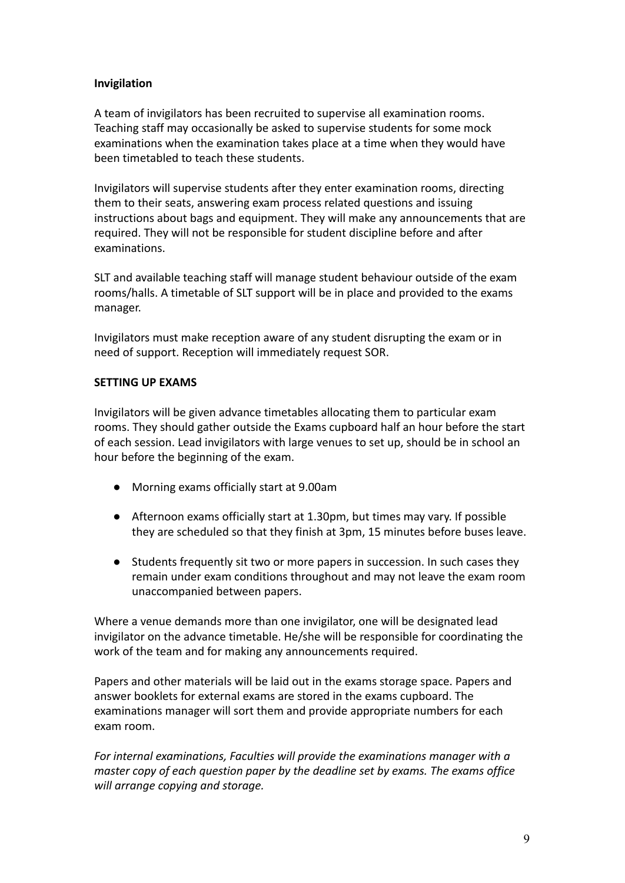**Invigilation**

A team of invigilators has been recruited to supervise all examination rooms. Teaching staff may occasionally be asked to supervise students for some mock examinations when the examination takes place at a time when they would have been timetabled to teach these students.

Invigilators will supervise students after they enter examination rooms, directing them to their seats, answering exam process related questions and issuing instructions about bags and equipment. They will make any announcements that are required. They will not be responsible for student discipline before and after examinations.

SLT and available teaching staff will manage student behaviour outside of the exam rooms/halls. A timetable of SLT support will be in place and provided to the exams manager.

Invigilators must make reception aware of any student disrupting the exam or in need of support. Reception will immediately request SOR.

**SETTING UP EXAMS**

Invigilators will be given advance timetables allocating them to particular exam rooms. They should gather outside the Exams cupboard half an hour before the start of each session. Lead invigilators with large venues to set up, should be in school an hour before the beginning of the exam.

- Morning exams officially start at 9.00am
- Afternoon exams officially start at 1.30pm, but times may vary. If possible they are scheduled so that they finish at 3pm, 15 minutes before buses leave.
- Students frequently sit two or more papers in succession. In such cases they remain under exam conditions throughout and may not leave the exam room unaccompanied between papers.

Where a venue demands more than one invigilator, one will be designated lead invigilator on the advance timetable. He/she will be responsible for coordinating the work of the team and for making any announcements required.

Papers and other materials will be laid out in the exams storage space. Papers and answer booklets for external exams are stored in the exams cupboard. The examinations manager will sort them and provide appropriate numbers for each exam room.

*For internal examinations, Faculties will provide the examinations manager with a master copy of each question paper by the deadline set by exams. The exams office will arrange copying and storage.*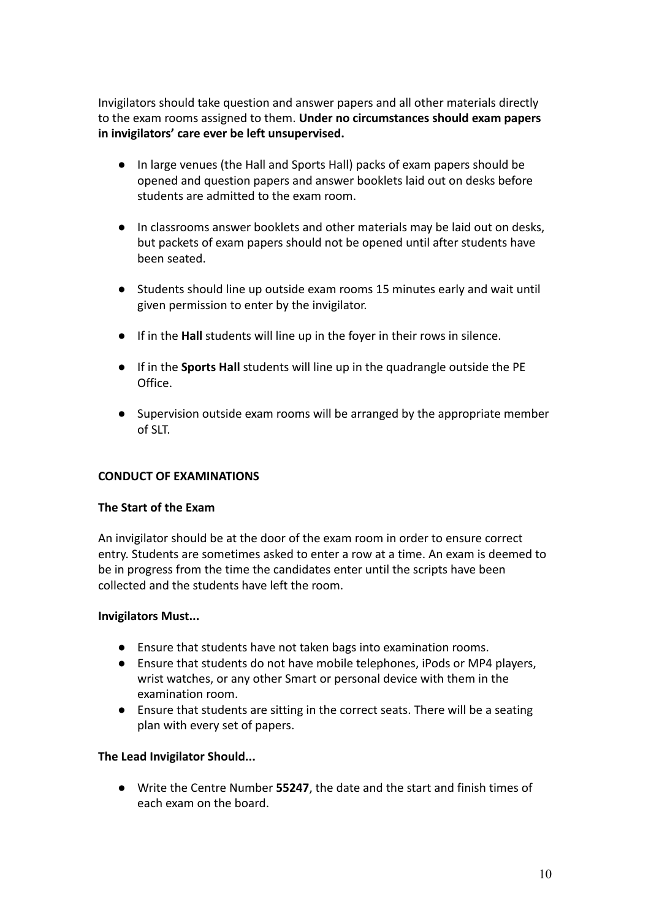Invigilators should take question and answer papers and all other materials directly to the exam rooms assigned to them. **Under no circumstances should exam papers in invigilators' care ever be left unsupervised.**

- In large venues (the Hall and Sports Hall) packs of exam papers should be opened and question papers and answer booklets laid out on desks before students are admitted to the exam room.
- In classrooms answer booklets and other materials may be laid out on desks, but packets of exam papers should not be opened until after students have been seated.
- Students should line up outside exam rooms 15 minutes early and wait until given permission to enter by the invigilator.
- If in the **Hall** students will line up in the foyer in their rows in silence.
- If in the **Sports Hall** students will line up in the quadrangle outside the PE Office.
- Supervision outside exam rooms will be arranged by the appropriate member of SLT.

## CONDUCT OF EXAMINATIONS

### The Start of the Exam

An invigilator should be at the door of the exam room in order to ensure correct entry. Students are sometimes asked to enter a row at a time. An exam is deemed to be in progress from the time the candidates enter until the scripts have been collected and the students have left the room.

### Invigilators Must...

- Ensure that students have not taken bags into examination rooms.
- Ensure that students do not have mobile telephones, iPods or MP4 players, wrist watches, or any other Smart or personal device with them in the examination room.
- Ensure that students are sitting in the correct seats. There will be a seating plan with every set of papers.

### The Lead Invigilator Should...

- Write the Centre Number **55247**, the date and the start and finish times of each exam on the board.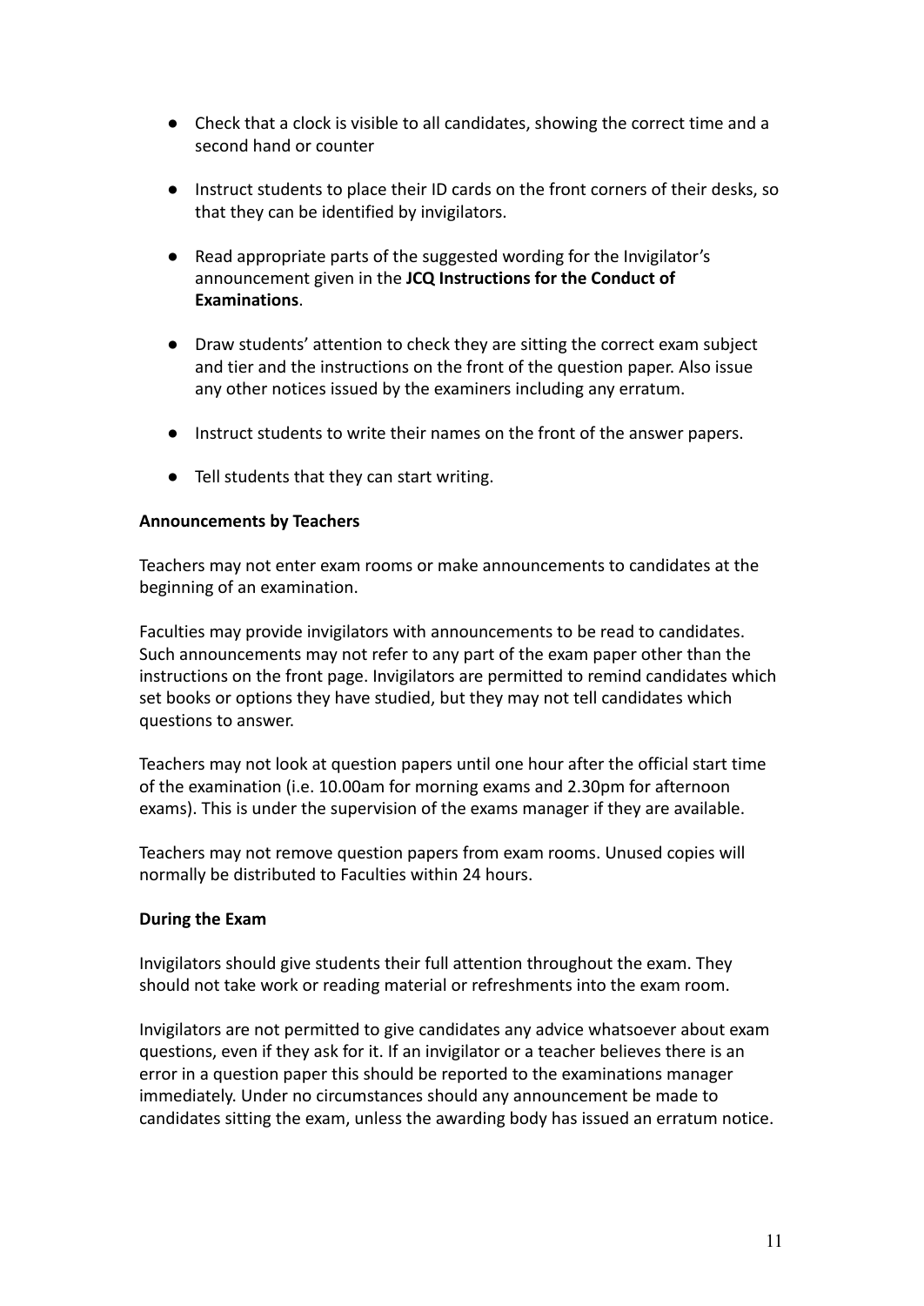- Check that a clock is visible to all candidates, showing the correct time and a second hand or counter
- Instruct students to place their ID cards on the front corners of their desks, so that they can be identified by invigilators.
- Read appropriate parts of the suggested wording for the Invigilator's announcement given in the **JCQ Instructions for the Conduct of Examinations**.
- Draw students' attention to check they are sitting the correct exam subject and tier and the instructions on the front of the question paper. Also issue any other notices issued by the examiners including any erratum.
- Instruct students to write their names on the front of the answer papers.
- Tell students that they can start writing.

**Announcements by Teachers**

Teachers may not enter exam rooms or make announcements to candidates at the beginning of an examination.

Faculties may provide invigilators with announcements to be read to candidates. Such announcements may not refer to any part of the exam paper other than the instructions on the front page. Invigilators are permitted to remind candidates which set books or options they have studied, but they may not tell candidates which questions to answer.

Teachers may not look at question papers until one hour after the official start time of the examination (i.e. 10.00am for morning exams and 2.30pm for afternoon exams). This is under the supervision of the exams manager if they are available.

Teachers may not remove question papers from exam rooms. Unused copies will normally be distributed to Faculties within 24 hours.

**During the Exam**

Invigilators should give students their full attention throughout the exam. They should not take work or reading material or refreshments into the exam room.

Invigilators are not permitted to give candidates any advice whatsoever about exam questions, even if they ask for it. If an invigilator or a teacher believes there is an error in a question paper this should be reported to the examinations manager immediately. Under no circumstances should any announcement be made to candidates sitting the exam, unless the awarding body has issued an erratum notice.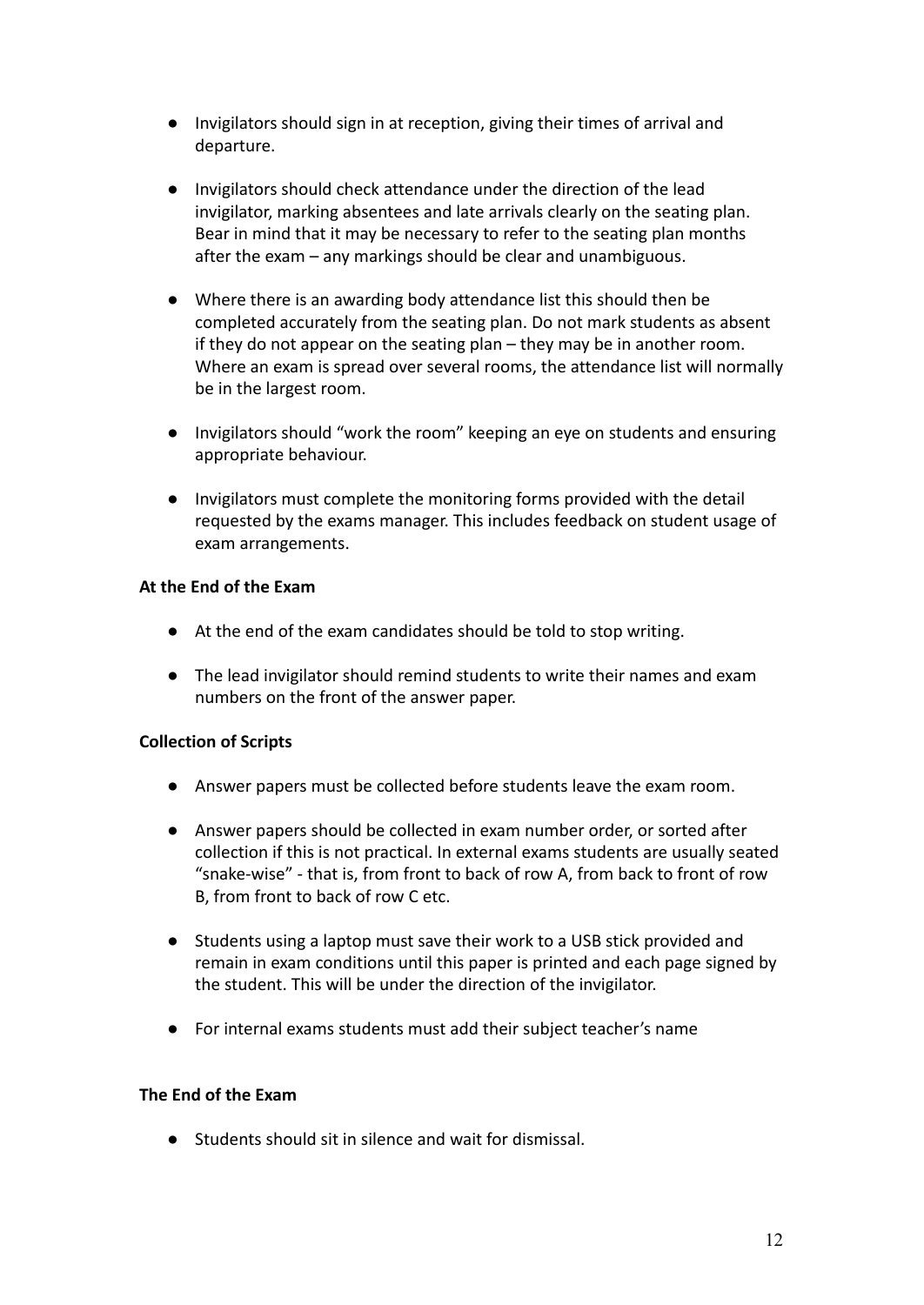- Invigilators should sign in at reception, giving their times of arrival and departure.

- Invigilators should check attendance under the direction of the lead invigilator, marking absentees and late arrivals clearly on the seating plan. Bear in mind that it may be necessary to refer to the seating plan months after the exam – any markings should be clear and unambiguous.

- Where there is an awarding body attendance list this should then be completed accurately from the seating plan. Do not mark students as absent if they do not appear on the seating plan – they may be in another room. Where an exam is spread over several rooms, the attendance list will normally be in the largest room.

- Invigilators should "work the room" keeping an eye on students and ensuring appropriate behaviour.

- Invigilators must complete the monitoring forms provided with the detail requested by the exams manager. This includes feedback on student usage of exam arrangements.

**At the End of the Exam**

- At the end of the exam candidates should be told to stop writing.

- The lead invigilator should remind students to write their names and exam numbers on the front of the answer paper.

**Collection of Scripts**

- Answer papers must be collected before students leave the exam room.

- Answer papers should be collected in exam number order, or sorted after collection if this is not practical. In external exams students are usually seated "snake-wise" - that is, from front to back of row A, from back to front of row B, from front to back of row C etc.

- Students using a laptop must save their work to a USB stick provided and remain in exam conditions until this paper is printed and each page signed by the student. This will be under the direction of the invigilator.

- For internal exams students must add their subject teacher's name

**The End of the Exam**

- Students should sit in silence and wait for dismissal.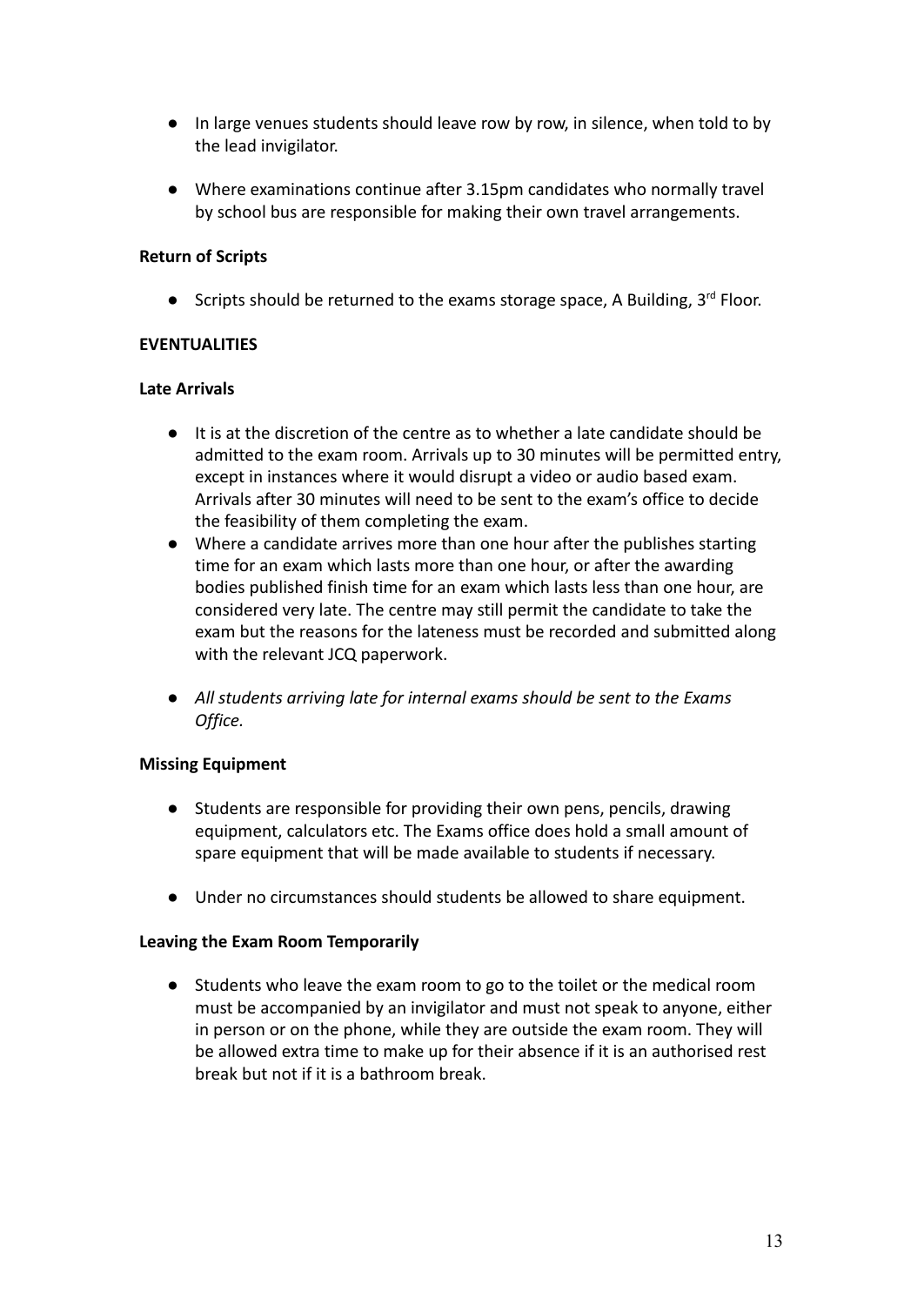- In large venues students should leave row by row, in silence, when told to by the lead invigilator.

- Where examinations continue after 3.15pm candidates who normally travel by school bus are responsible for making their own travel arrangements.

**Return of Scripts**

- Scripts should be returned to the exams storage space, A Building, 3rd Floor.

**EVENTUALITIES**

**Late Arrivals**

- It is at the discretion of the centre as to whether a late candidate should be admitted to the exam room. Arrivals up to 30 minutes will be permitted entry, except in instances where it would disrupt a video or audio based exam. Arrivals after 30 minutes will need to be sent to the exam's office to decide the feasibility of them completing the exam.
- Where a candidate arrives more than one hour after the publishes starting time for an exam which lasts more than one hour, or after the awarding bodies published finish time for an exam which lasts less than one hour, are considered very late. The centre may still permit the candidate to take the exam but the reasons for the lateness must be recorded and submitted along with the relevant JCQ paperwork.

- *All students arriving late for internal exams should be sent to the Exams Office.*

**Missing Equipment**

- Students are responsible for providing their own pens, pencils, drawing equipment, calculators etc. The Exams office does hold a small amount of spare equipment that will be made available to students if necessary.

- Under no circumstances should students be allowed to share equipment.

**Leaving the Exam Room Temporarily**

- Students who leave the exam room to go to the toilet or the medical room must be accompanied by an invigilator and must not speak to anyone, either in person or on the phone, while they are outside the exam room. They will be allowed extra time to make up for their absence if it is an authorised rest break but not if it is a bathroom break.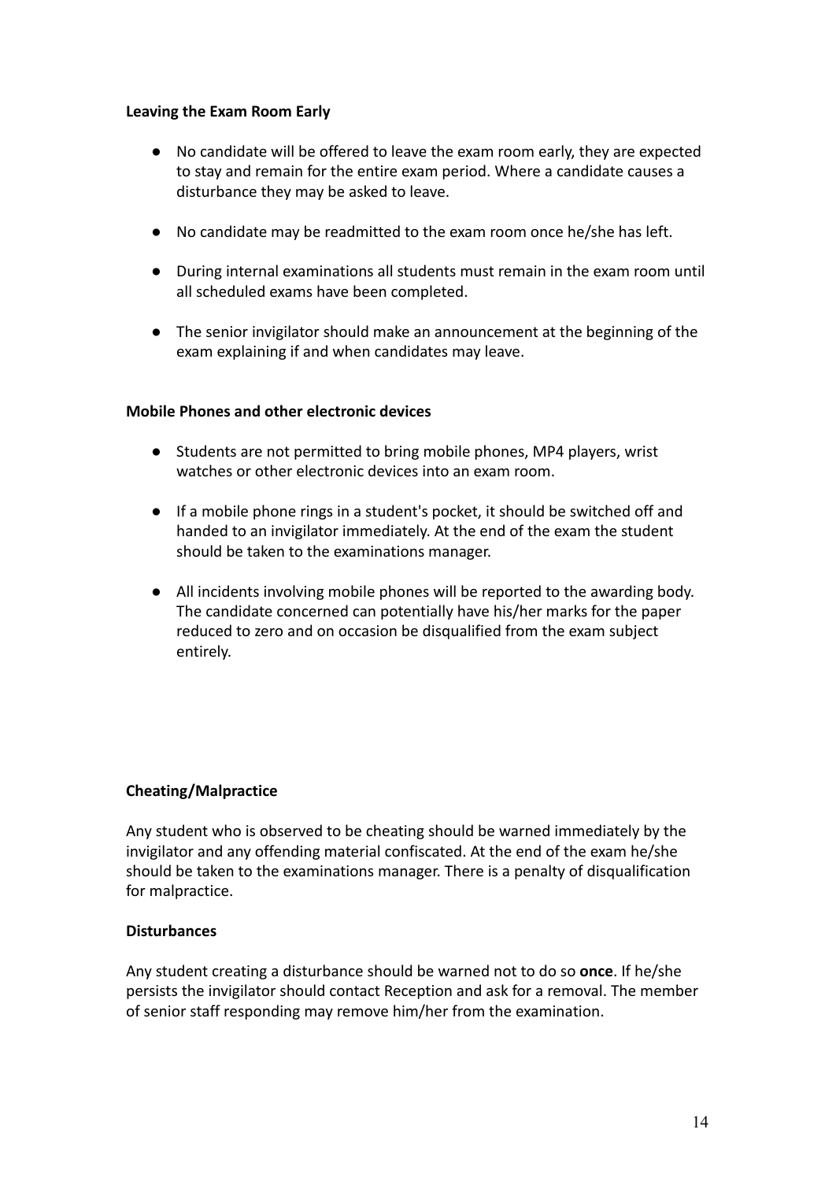**Leaving the Exam Room Early**

- No candidate will be offered to leave the exam room early, they are expected to stay and remain for the entire exam period. Where a candidate causes a disturbance they may be asked to leave.
- No candidate may be readmitted to the exam room once he/she has left.
- During internal examinations all students must remain in the exam room until all scheduled exams have been completed.
- The senior invigilator should make an announcement at the beginning of the exam explaining if and when candidates may leave.

**Mobile Phones and other electronic devices**

- Students are not permitted to bring mobile phones, MP4 players, wrist watches or other electronic devices into an exam room.
- If a mobile phone rings in a student's pocket, it should be switched off and handed to an invigilator immediately. At the end of the exam the student should be taken to the examinations manager.
- All incidents involving mobile phones will be reported to the awarding body. The candidate concerned can potentially have his/her marks for the paper reduced to zero and on occasion be disqualified from the exam subject entirely.

**Cheating/Malpractice**

Any student who is observed to be cheating should be warned immediately by the invigilator and any offending material confiscated. At the end of the exam he/she should be taken to the examinations manager. There is a penalty of disqualification for malpractice.

**Disturbances**

Any student creating a disturbance should be warned not to do so **once**. If he/she persists the invigilator should contact Reception and ask for a removal. The member of senior staff responding may remove him/her from the examination.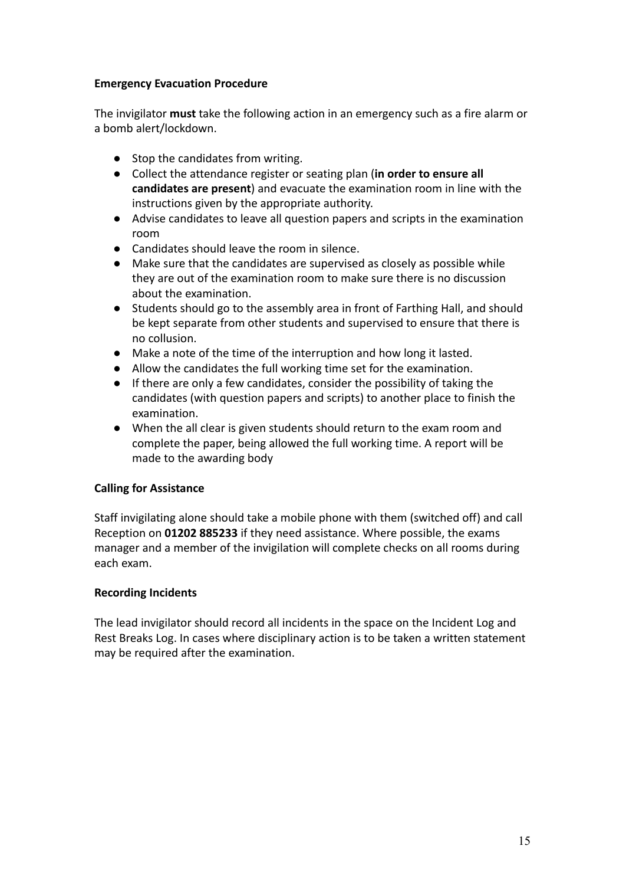**Emergency Evacuation Procedure**

The invigilator **must** take the following action in an emergency such as a fire alarm or a bomb alert/lockdown.

- Stop the candidates from writing.
- Collect the attendance register or seating plan (**in order to ensure all candidates are present**) and evacuate the examination room in line with the instructions given by the appropriate authority.
- Advise candidates to leave all question papers and scripts in the examination room
- Candidates should leave the room in silence.
- Make sure that the candidates are supervised as closely as possible while they are out of the examination room to make sure there is no discussion about the examination.
- Students should go to the assembly area in front of Farthing Hall, and should be kept separate from other students and supervised to ensure that there is no collusion.
- Make a note of the time of the interruption and how long it lasted.
- Allow the candidates the full working time set for the examination.
- If there are only a few candidates, consider the possibility of taking the candidates (with question papers and scripts) to another place to finish the examination.
- When the all clear is given students should return to the exam room and complete the paper, being allowed the full working time. A report will be made to the awarding body

**Calling for Assistance**

Staff invigilating alone should take a mobile phone with them (switched off) and call Reception on **01202 885233** if they need assistance. Where possible, the exams manager and a member of the invigilation will complete checks on all rooms during each exam.

**Recording Incidents**

The lead invigilator should record all incidents in the space on the Incident Log and Rest Breaks Log. In cases where disciplinary action is to be taken a written statement may be required after the examination.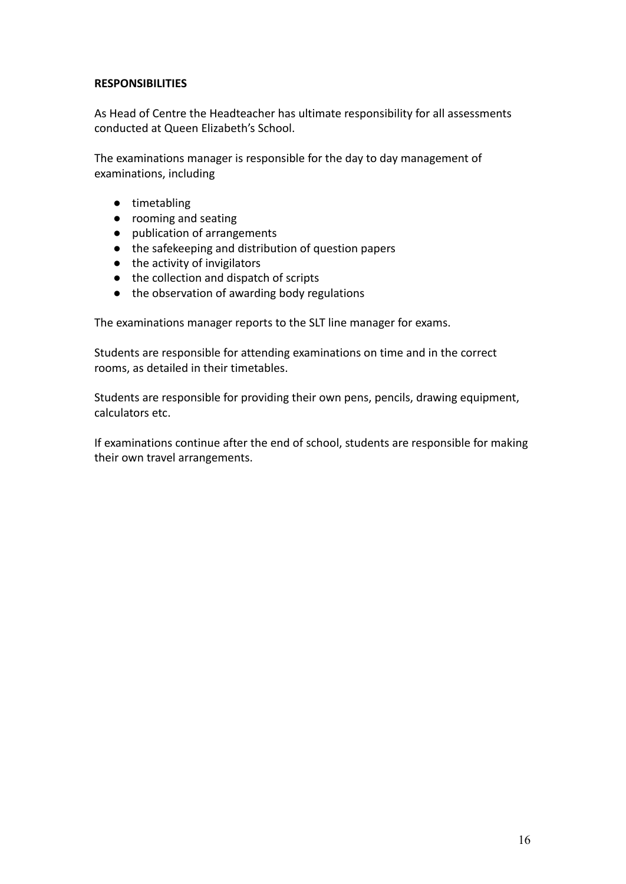**RESPONSIBILITIES**

As Head of Centre the Headteacher has ultimate responsibility for all assessments conducted at Queen Elizabeth's School.

The examinations manager is responsible for the day to day management of examinations, including

- timetabling
- rooming and seating
- publication of arrangements
- the safekeeping and distribution of question papers
- the activity of invigilators
- the collection and dispatch of scripts
- the observation of awarding body regulations

The examinations manager reports to the SLT line manager for exams.

Students are responsible for attending examinations on time and in the correct rooms, as detailed in their timetables.

Students are responsible for providing their own pens, pencils, drawing equipment, calculators etc.

If examinations continue after the end of school, students are responsible for making their own travel arrangements.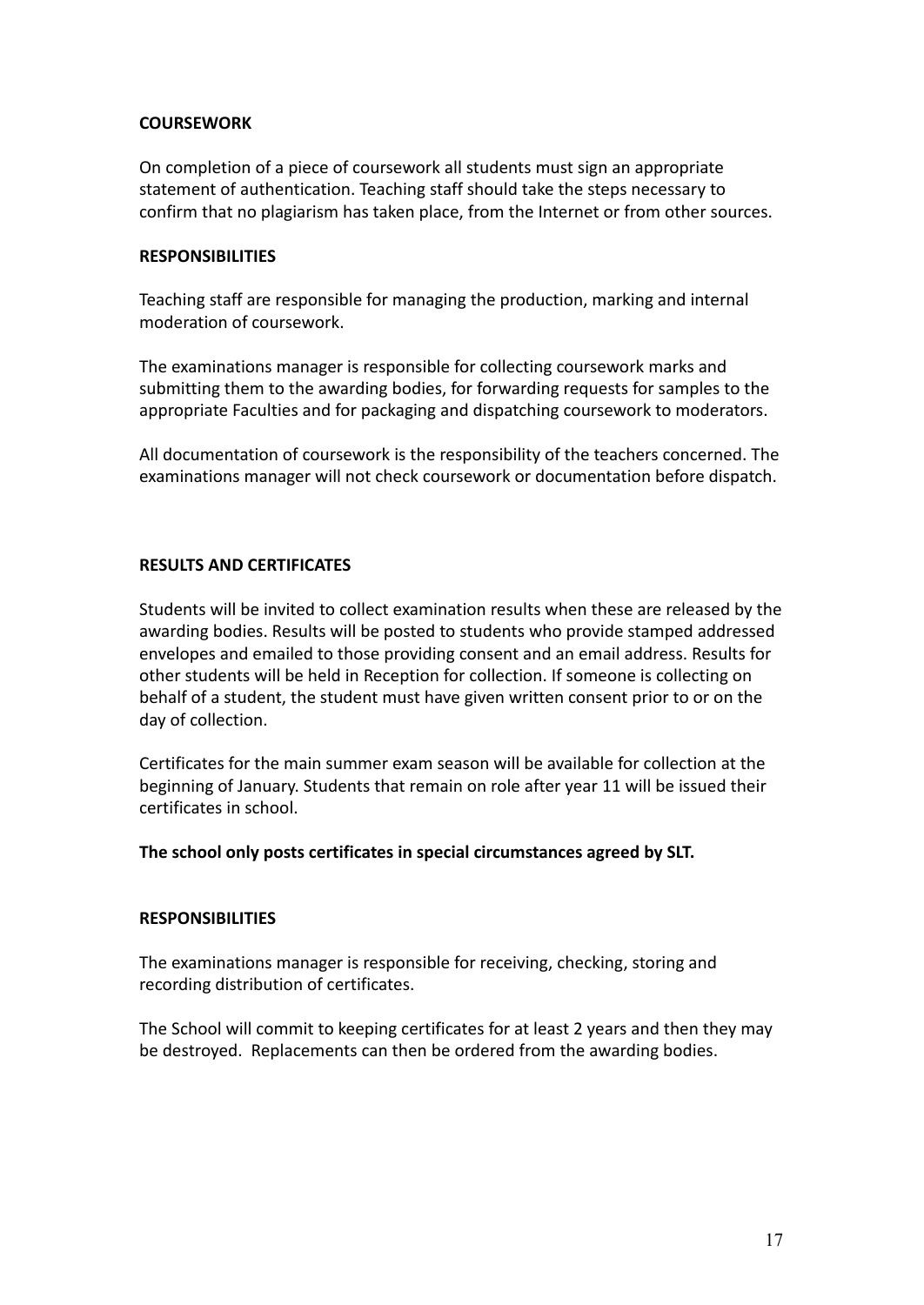**COURSEWORK**

On completion of a piece of coursework all students must sign an appropriate statement of authentication. Teaching staff should take the steps necessary to confirm that no plagiarism has taken place, from the Internet or from other sources.

**RESPONSIBILITIES**

Teaching staff are responsible for managing the production, marking and internal moderation of coursework.

The examinations manager is responsible for collecting coursework marks and submitting them to the awarding bodies, for forwarding requests for samples to the appropriate Faculties and for packaging and dispatching coursework to moderators.

All documentation of coursework is the responsibility of the teachers concerned. The examinations manager will not check coursework or documentation before dispatch.

**RESULTS AND CERTIFICATES**

Students will be invited to collect examination results when these are released by the awarding bodies. Results will be posted to students who provide stamped addressed envelopes and emailed to those providing consent and an email address. Results for other students will be held in Reception for collection. If someone is collecting on behalf of a student, the student must have given written consent prior to or on the day of collection.

Certificates for the main summer exam season will be available for collection at the beginning of January. Students that remain on role after year 11 will be issued their certificates in school.

**The school only posts certificates in special circumstances agreed by SLT.**

**RESPONSIBILITIES**

The examinations manager is responsible for receiving, checking, storing and recording distribution of certificates.

The School will commit to keeping certificates for at least 2 years and then they may be destroyed. Replacements can then be ordered from the awarding bodies.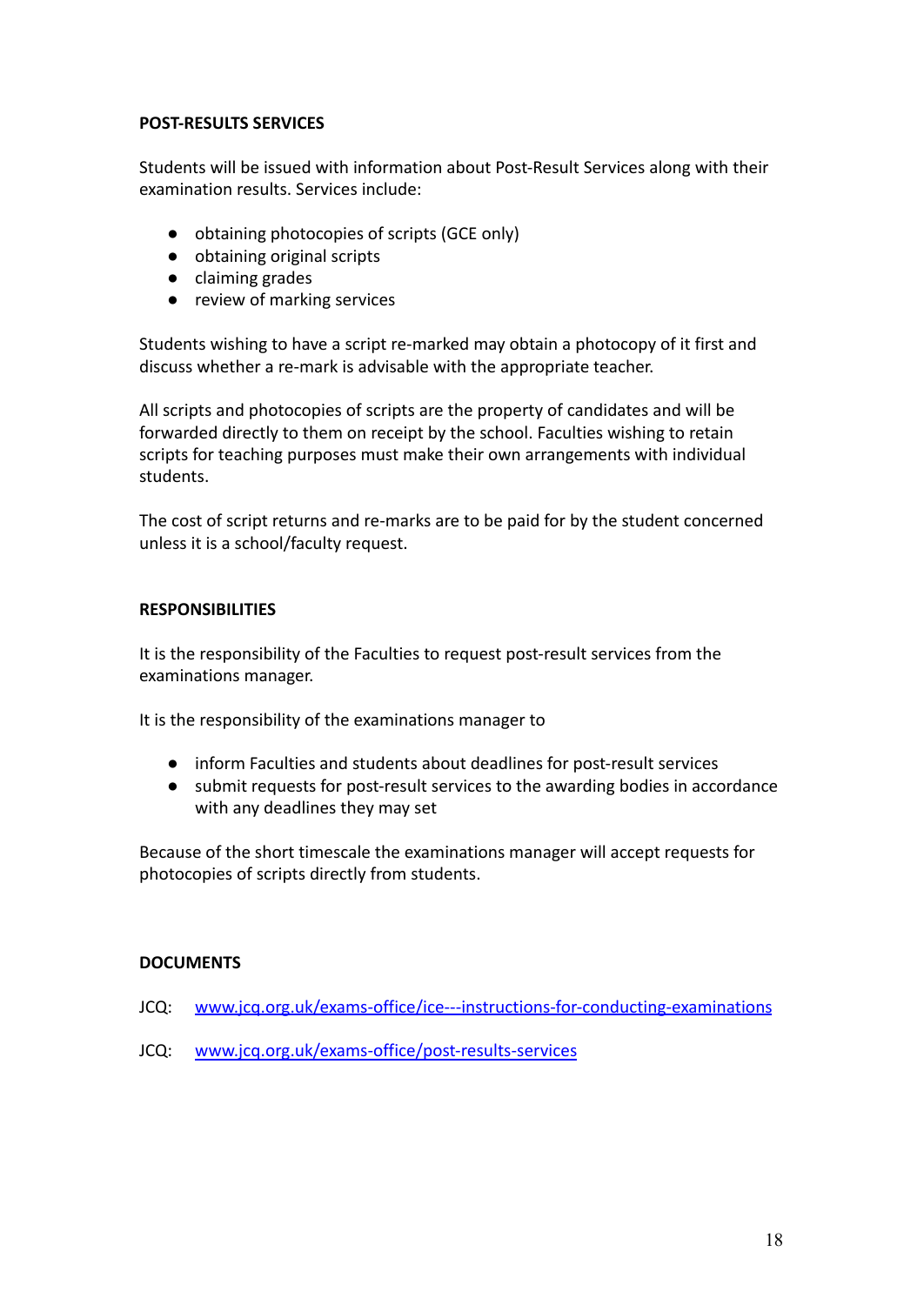**POST-RESULTS SERVICES**

Students will be issued with information about Post-Result Services along with their examination results. Services include:

- obtaining photocopies of scripts (GCE only)
- obtaining original scripts
- claiming grades
- review of marking services

Students wishing to have a script re-marked may obtain a photocopy of it first and discuss whether a re-mark is advisable with the appropriate teacher.

All scripts and photocopies of scripts are the property of candidates and will be forwarded directly to them on receipt by the school. Faculties wishing to retain scripts for teaching purposes must make their own arrangements with individual students.

The cost of script returns and re-marks are to be paid for by the student concerned unless it is a school/faculty request.

**RESPONSIBILITIES**

It is the responsibility of the Faculties to request post-result services from the examinations manager.

It is the responsibility of the examinations manager to

- inform Faculties and students about deadlines for post-result services
- submit requests for post-result services to the awarding bodies in accordance with any deadlines they may set

Because of the short timescale the examinations manager will accept requests for photocopies of scripts directly from students.

**DOCUMENTS**

JCQ: [www.jcq.org.uk/exams-office/ice---instructions-for-conducting-examinations](www.jcq.org.uk/exams-office/ice---instructions-for-conducting-examinations)

JCQ: [www.jcq.org.uk/exams-office/post-results-services](www.jcq.org.uk/exams-office/post-results-services)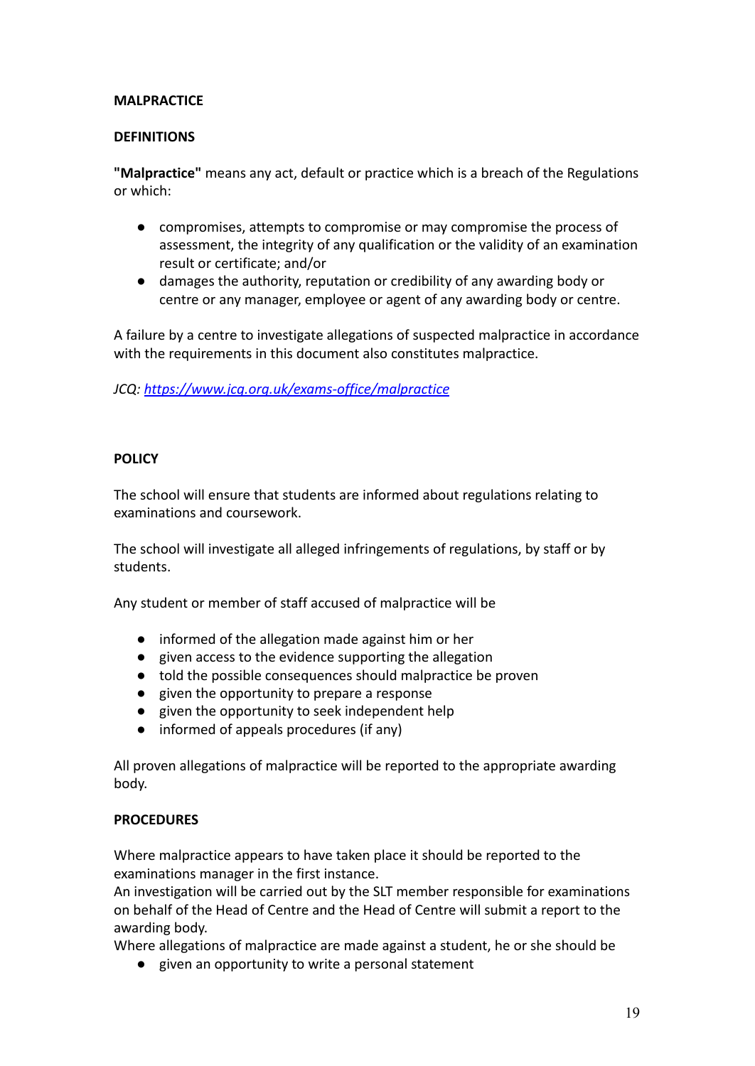**MALPRACTICE**

**DEFINITIONS**

**"Malpractice"** means any act, default or practice which is a breach of the Regulations or which:

- compromises, attempts to compromise or may compromise the process of assessment, the integrity of any qualification or the validity of an examination result or certificate; and/or
- damages the authority, reputation or credibility of any awarding body or centre or any manager, employee or agent of any awarding body or centre.

A failure by a centre to investigate allegations of suspected malpractice in accordance with the requirements in this document also constitutes malpractice.

*JCQ: [https://www.jcq.org.uk/exams-office/malpractice](https://www.jcq.org.uk/exams-office/malpractice)*

**POLICY**

The school will ensure that students are informed about regulations relating to examinations and coursework.

The school will investigate all alleged infringements of regulations, by staff or by students.

Any student or member of staff accused of malpractice will be

- informed of the allegation made against him or her
- given access to the evidence supporting the allegation
- told the possible consequences should malpractice be proven
- given the opportunity to prepare a response
- given the opportunity to seek independent help
- informed of appeals procedures (if any)

All proven allegations of malpractice will be reported to the appropriate awarding body.

**PROCEDURES**

Where malpractice appears to have taken place it should be reported to the examinations manager in the first instance.
An investigation will be carried out by the SLT member responsible for examinations on behalf of the Head of Centre and the Head of Centre will submit a report to the awarding body.
Where allegations of malpractice are made against a student, he or she should be

- given an opportunity to write a personal statement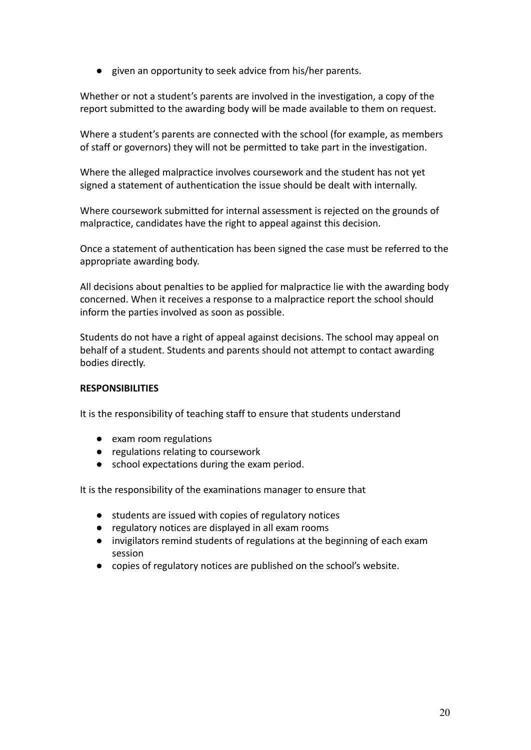- given an opportunity to seek advice from his/her parents.

Whether or not a student's parents are involved in the investigation, a copy of the report submitted to the awarding body will be made available to them on request.

Where a student's parents are connected with the school (for example, as members of staff or governors) they will not be permitted to take part in the investigation.

Where the alleged malpractice involves coursework and the student has not yet signed a statement of authentication the issue should be dealt with internally.

Where coursework submitted for internal assessment is rejected on the grounds of malpractice, candidates have the right to appeal against this decision.

Once a statement of authentication has been signed the case must be referred to the appropriate awarding body.

All decisions about penalties to be applied for malpractice lie with the awarding body concerned. When it receives a response to a malpractice report the school should inform the parties involved as soon as possible.

Students do not have a right of appeal against decisions. The school may appeal on behalf of a student. Students and parents should not attempt to contact awarding bodies directly.

**RESPONSIBILITIES**

It is the responsibility of teaching staff to ensure that students understand

- exam room regulations
- regulations relating to coursework
- school expectations during the exam period.

It is the responsibility of the examinations manager to ensure that

- students are issued with copies of regulatory notices
- regulatory notices are displayed in all exam rooms
- invigilators remind students of regulations at the beginning of each exam session
- copies of regulatory notices are published on the school's website.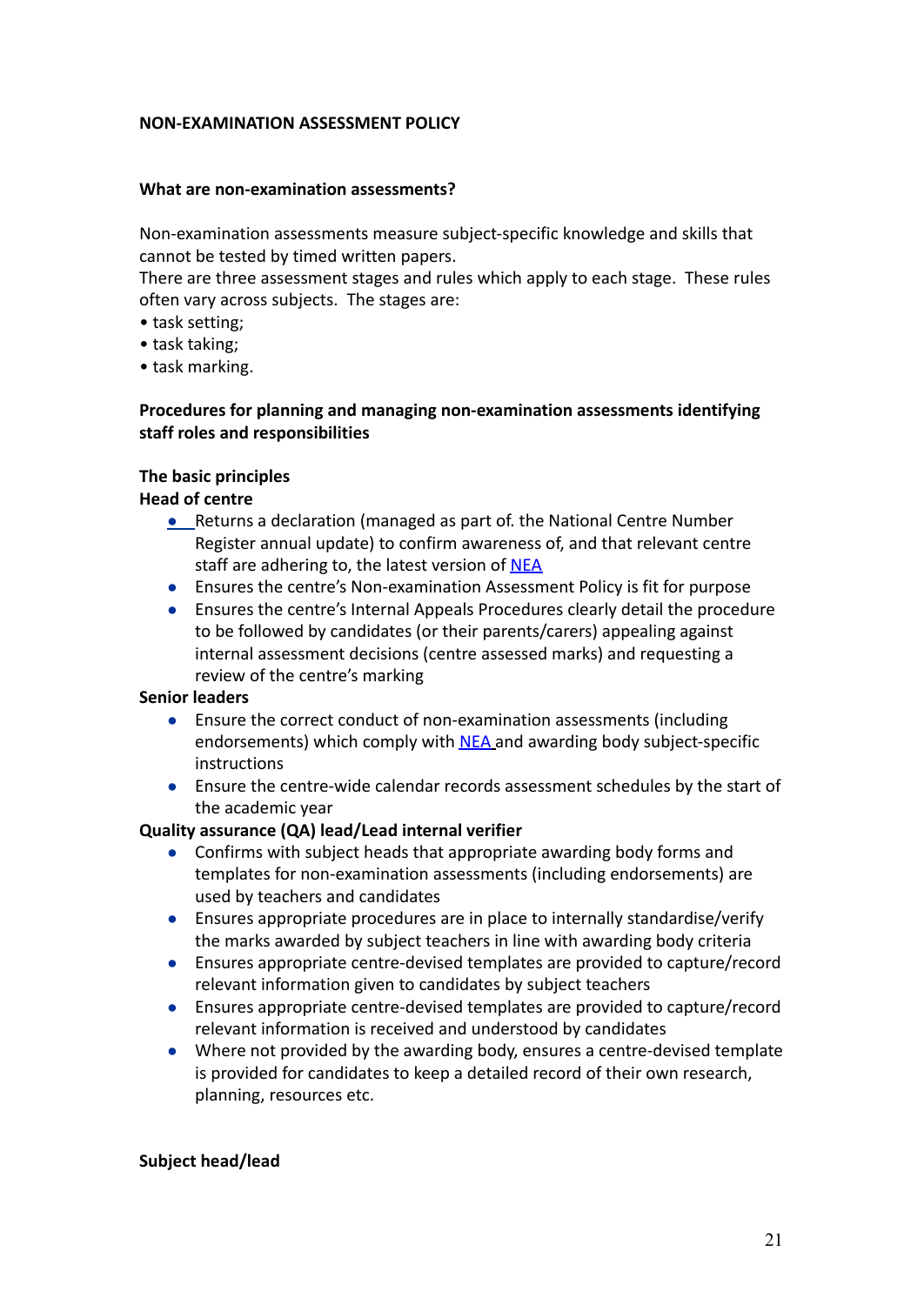**NON-EXAMINATION ASSESSMENT POLICY**

**What are non-examination assessments?**

Non-examination assessments measure subject-specific knowledge and skills that cannot be tested by timed written papers.
There are three assessment stages and rules which apply to each stage. These rules often vary across subjects. The stages are:
• task setting;
• task taking;
• task marking.

**Procedures for planning and managing non-examination assessments identifying staff roles and responsibilities**

**The basic principles**
**Head of centre**

- Returns a declaration (managed as part of. the National Centre Number Register annual update) to confirm awareness of, and that relevant centre staff are adhering to, the latest version of NEA
- Ensures the centre's Non-examination Assessment Policy is fit for purpose
- Ensures the centre's Internal Appeals Procedures clearly detail the procedure to be followed by candidates (or their parents/carers) appealing against internal assessment decisions (centre assessed marks) and requesting a review of the centre's marking

**Senior leaders**

- Ensure the correct conduct of non-examination assessments (including endorsements) which comply with NEA and awarding body subject-specific instructions
- Ensure the centre-wide calendar records assessment schedules by the start of the academic year

**Quality assurance (QA) lead/Lead internal verifier**

- Confirms with subject heads that appropriate awarding body forms and templates for non-examination assessments (including endorsements) are used by teachers and candidates
- Ensures appropriate procedures are in place to internally standardise/verify the marks awarded by subject teachers in line with awarding body criteria
- Ensures appropriate centre-devised templates are provided to capture/record relevant information given to candidates by subject teachers
- Ensures appropriate centre-devised templates are provided to capture/record relevant information is received and understood by candidates
- Where not provided by the awarding body, ensures a centre-devised template is provided for candidates to keep a detailed record of their own research, planning, resources etc.

**Subject head/lead**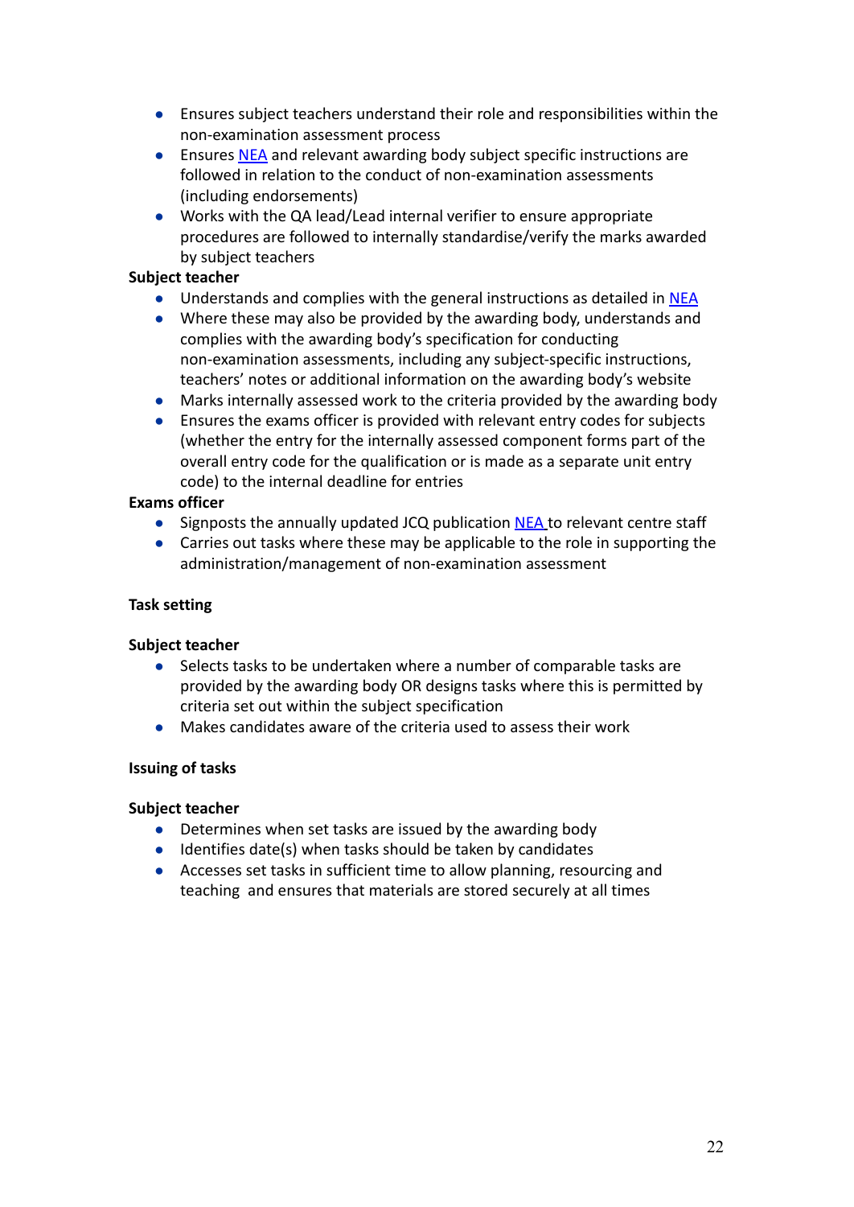- Ensures subject teachers understand their role and responsibilities within the non-examination assessment process
- Ensures NEA and relevant awarding body subject specific instructions are followed in relation to the conduct of non-examination assessments (including endorsements)
- Works with the QA lead/Lead internal verifier to ensure appropriate procedures are followed to internally standardise/verify the marks awarded by subject teachers

**Subject teacher**

- Understands and complies with the general instructions as detailed in NEA
- Where these may also be provided by the awarding body, understands and complies with the awarding body's specification for conducting non-examination assessments, including any subject-specific instructions, teachers' notes or additional information on the awarding body's website
- Marks internally assessed work to the criteria provided by the awarding body
- Ensures the exams officer is provided with relevant entry codes for subjects (whether the entry for the internally assessed component forms part of the overall entry code for the qualification or is made as a separate unit entry code) to the internal deadline for entries

**Exams officer**

- Signposts the annually updated JCQ publication NEA to relevant centre staff
- Carries out tasks where these may be applicable to the role in supporting the administration/management of non-examination assessment

**Task setting**

**Subject teacher**

- Selects tasks to be undertaken where a number of comparable tasks are provided by the awarding body OR designs tasks where this is permitted by criteria set out within the subject specification
- Makes candidates aware of the criteria used to assess their work

**Issuing of tasks**

**Subject teacher**

- Determines when set tasks are issued by the awarding body
- Identifies date(s) when tasks should be taken by candidates
- Accesses set tasks in sufficient time to allow planning, resourcing and teaching and ensures that materials are stored securely at all times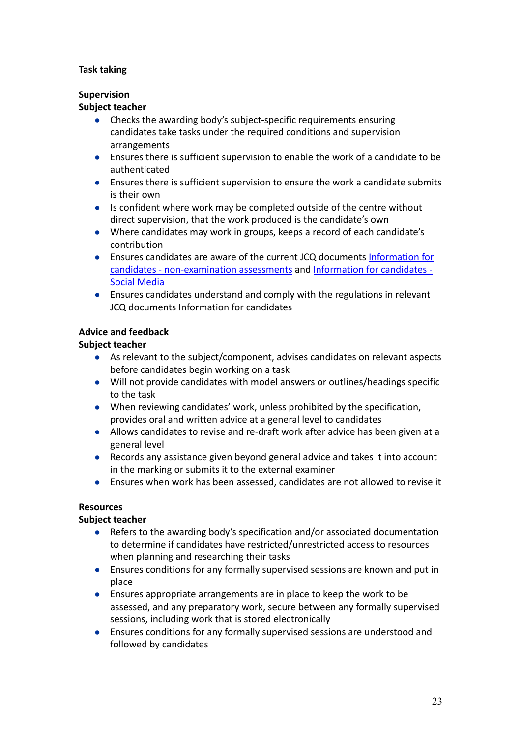**Task taking**

**Supervision**

**Subject teacher**

- Checks the awarding body's subject-specific requirements ensuring candidates take tasks under the required conditions and supervision arrangements
- Ensures there is sufficient supervision to enable the work of a candidate to be authenticated
- Ensures there is sufficient supervision to ensure the work a candidate submits is their own
- Is confident where work may be completed outside of the centre without direct supervision, that the work produced is the candidate's own
- Where candidates may work in groups, keeps a record of each candidate's contribution
- Ensures candidates are aware of the current JCQ documents Information for candidates - non-examination assessments and Information for candidates - Social Media
- Ensures candidates understand and comply with the regulations in relevant JCQ documents Information for candidates

**Advice and feedback**

**Subject teacher**

- As relevant to the subject/component, advises candidates on relevant aspects before candidates begin working on a task
- Will not provide candidates with model answers or outlines/headings specific to the task
- When reviewing candidates' work, unless prohibited by the specification, provides oral and written advice at a general level to candidates
- Allows candidates to revise and re-draft work after advice has been given at a general level
- Records any assistance given beyond general advice and takes it into account in the marking or submits it to the external examiner
- Ensures when work has been assessed, candidates are not allowed to revise it

**Resources**

**Subject teacher**

- Refers to the awarding body's specification and/or associated documentation to determine if candidates have restricted/unrestricted access to resources when planning and researching their tasks
- Ensures conditions for any formally supervised sessions are known and put in place
- Ensures appropriate arrangements are in place to keep the work to be assessed, and any preparatory work, secure between any formally supervised sessions, including work that is stored electronically
- Ensures conditions for any formally supervised sessions are understood and followed by candidates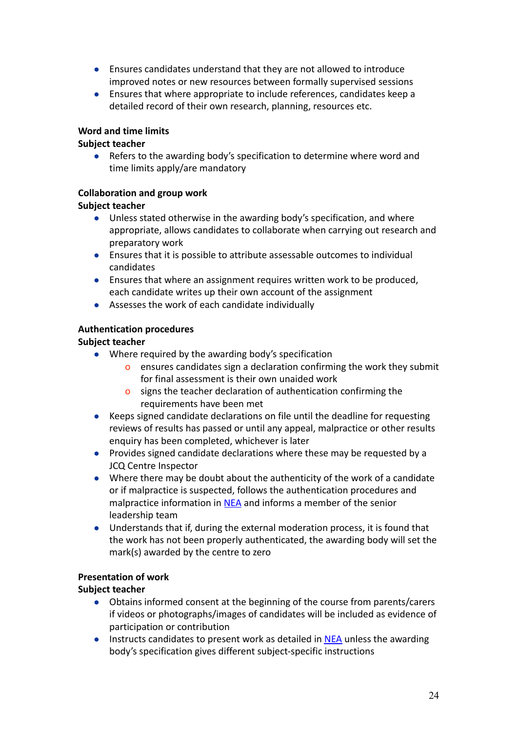- Ensures candidates understand that they are not allowed to introduce improved notes or new resources between formally supervised sessions
- Ensures that where appropriate to include references, candidates keep a detailed record of their own research, planning, resources etc.

**Word and time limits**

**Subject teacher**

- Refers to the awarding body's specification to determine where word and time limits apply/are mandatory

**Collaboration and group work**

**Subject teacher**

- Unless stated otherwise in the awarding body's specification, and where appropriate, allows candidates to collaborate when carrying out research and preparatory work
- Ensures that it is possible to attribute assessable outcomes to individual candidates
- Ensures that where an assignment requires written work to be produced, each candidate writes up their own account of the assignment
- Assesses the work of each candidate individually

**Authentication procedures**

**Subject teacher**

- Where required by the awarding body's specification
    - ensures candidates sign a declaration confirming the work they submit for final assessment is their own unaided work
    - signs the teacher declaration of authentication confirming the requirements have been met
- Keeps signed candidate declarations on file until the deadline for requesting reviews of results has passed or until any appeal, malpractice or other results enquiry has been completed, whichever is later
- Provides signed candidate declarations where these may be requested by a JCQ Centre Inspector
- Where there may be doubt about the authenticity of the work of a candidate or if malpractice is suspected, follows the authentication procedures and malpractice information in NEA and informs a member of the senior leadership team
- Understands that if, during the external moderation process, it is found that the work has not been properly authenticated, the awarding body will set the mark(s) awarded by the centre to zero

**Presentation of work**

**Subject teacher**

- Obtains informed consent at the beginning of the course from parents/carers if videos or photographs/images of candidates will be included as evidence of participation or contribution
- Instructs candidates to present work as detailed in NEA unless the awarding body's specification gives different subject-specific instructions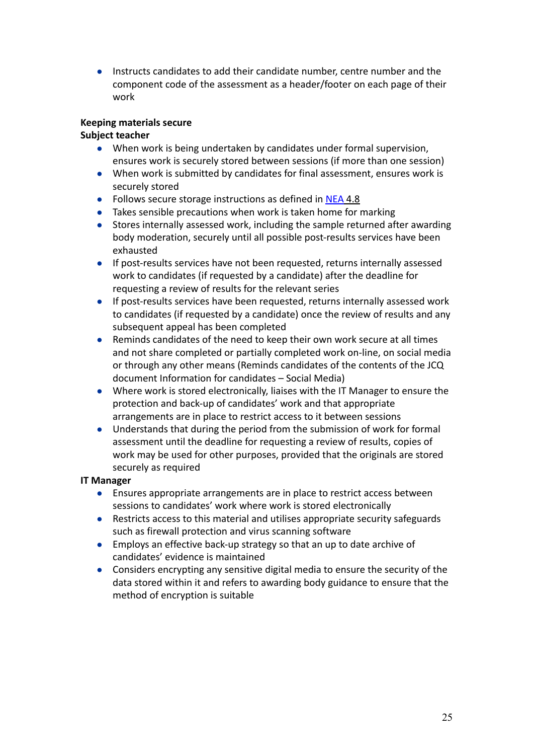- Instructs candidates to add their candidate number, centre number and the component code of the assessment as a header/footer on each page of their work

**Keeping materials secure**
**Subject teacher**

- When work is being undertaken by candidates under formal supervision, ensures work is securely stored between sessions (if more than one session)
- When work is submitted by candidates for final assessment, ensures work is securely stored
- Follows secure storage instructions as defined in NEA 4.8
- Takes sensible precautions when work is taken home for marking
- Stores internally assessed work, including the sample returned after awarding body moderation, securely until all possible post-results services have been exhausted
- If post-results services have not been requested, returns internally assessed work to candidates (if requested by a candidate) after the deadline for requesting a review of results for the relevant series
- If post-results services have been requested, returns internally assessed work to candidates (if requested by a candidate) once the review of results and any subsequent appeal has been completed
- Reminds candidates of the need to keep their own work secure at all times and not share completed or partially completed work on-line, on social media or through any other means (Reminds candidates of the contents of the JCQ document Information for candidates – Social Media)
- Where work is stored electronically, liaises with the IT Manager to ensure the protection and back-up of candidates' work and that appropriate arrangements are in place to restrict access to it between sessions
- Understands that during the period from the submission of work for formal assessment until the deadline for requesting a review of results, copies of work may be used for other purposes, provided that the originals are stored securely as required

**IT Manager**

- Ensures appropriate arrangements are in place to restrict access between sessions to candidates' work where work is stored electronically
- Restricts access to this material and utilises appropriate security safeguards such as firewall protection and virus scanning software
- Employs an effective back-up strategy so that an up to date archive of candidates' evidence is maintained
- Considers encrypting any sensitive digital media to ensure the security of the data stored within it and refers to awarding body guidance to ensure that the method of encryption is suitable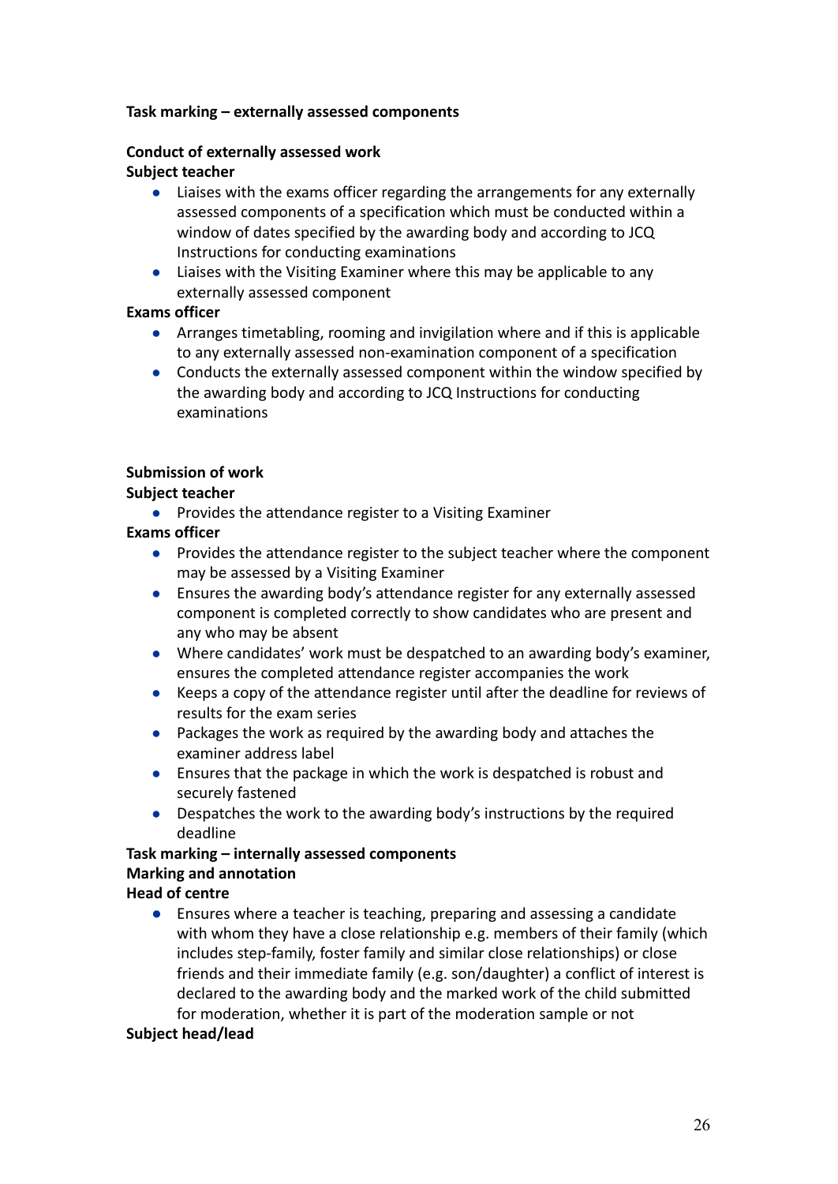**Task marking – externally assessed components**

**Conduct of externally assessed work**

**Subject teacher**

- Liaises with the exams officer regarding the arrangements for any externally assessed components of a specification which must be conducted within a window of dates specified by the awarding body and according to JCQ Instructions for conducting examinations
- Liaises with the Visiting Examiner where this may be applicable to any externally assessed component

**Exams officer**

- Arranges timetabling, rooming and invigilation where and if this is applicable to any externally assessed non-examination component of a specification
- Conducts the externally assessed component within the window specified by the awarding body and according to JCQ Instructions for conducting examinations

**Submission of work**

**Subject teacher**

- Provides the attendance register to a Visiting Examiner

**Exams officer**

- Provides the attendance register to the subject teacher where the component may be assessed by a Visiting Examiner
- Ensures the awarding body's attendance register for any externally assessed component is completed correctly to show candidates who are present and any who may be absent
- Where candidates' work must be despatched to an awarding body's examiner, ensures the completed attendance register accompanies the work
- Keeps a copy of the attendance register until after the deadline for reviews of results for the exam series
- Packages the work as required by the awarding body and attaches the examiner address label
- Ensures that the package in which the work is despatched is robust and securely fastened
- Despatches the work to the awarding body's instructions by the required deadline

**Task marking – internally assessed components**

**Marking and annotation**

**Head of centre**

- Ensures where a teacher is teaching, preparing and assessing a candidate with whom they have a close relationship e.g. members of their family (which includes step-family, foster family and similar close relationships) or close friends and their immediate family (e.g. son/daughter) a conflict of interest is declared to the awarding body and the marked work of the child submitted for moderation, whether it is part of the moderation sample or not

**Subject head/lead**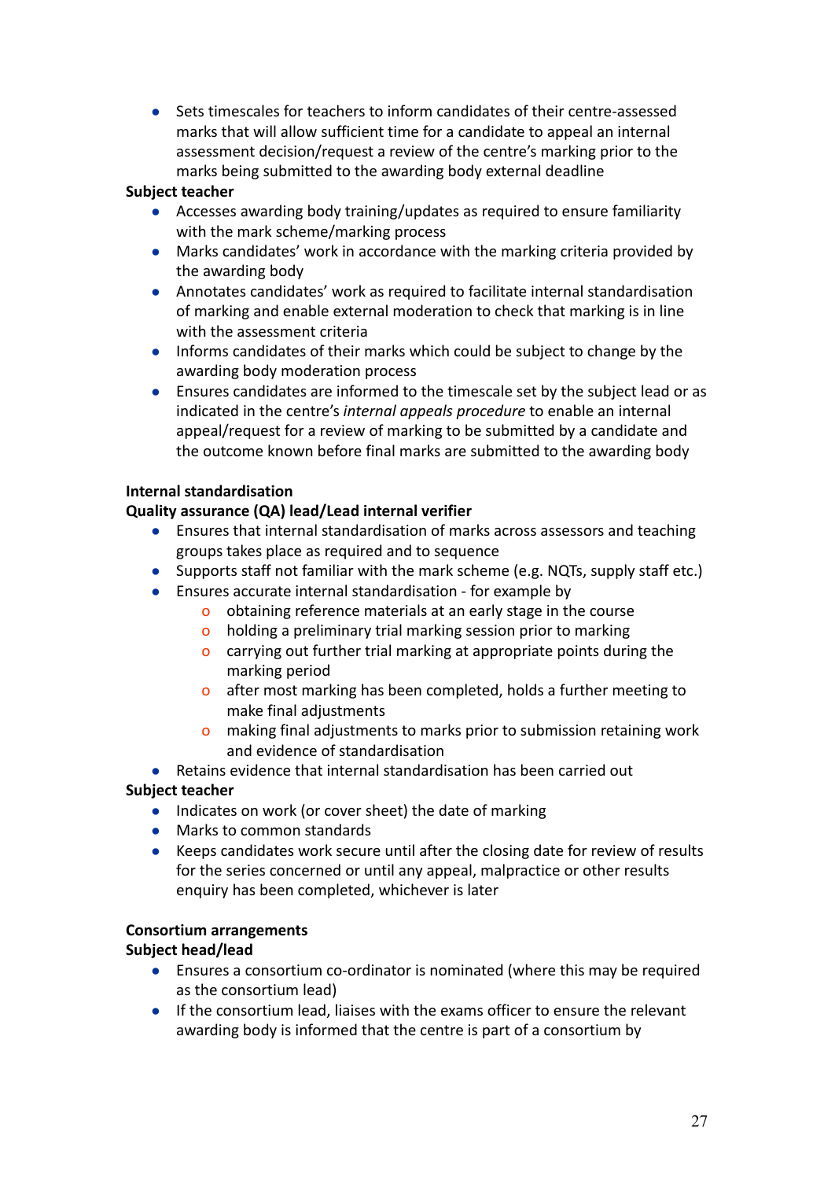- Sets timescales for teachers to inform candidates of their centre-assessed marks that will allow sufficient time for a candidate to appeal an internal assessment decision/request a review of the centre's marking prior to the marks being submitted to the awarding body external deadline

**Subject teacher**

- Accesses awarding body training/updates as required to ensure familiarity with the mark scheme/marking process
- Marks candidates' work in accordance with the marking criteria provided by the awarding body
- Annotates candidates' work as required to facilitate internal standardisation of marking and enable external moderation to check that marking is in line with the assessment criteria
- Informs candidates of their marks which could be subject to change by the awarding body moderation process
- Ensures candidates are informed to the timescale set by the subject lead or as indicated in the centre's *internal appeals procedure* to enable an internal appeal/request for a review of marking to be submitted by a candidate and the outcome known before final marks are submitted to the awarding body

**Internal standardisation**

**Quality assurance (QA) lead/Lead internal verifier**

- Ensures that internal standardisation of marks across assessors and teaching groups takes place as required and to sequence
- Supports staff not familiar with the mark scheme (e.g. NQTs, supply staff etc.)
- Ensures accurate internal standardisation - for example by
    - obtaining reference materials at an early stage in the course
    - holding a preliminary trial marking session prior to marking
    - carrying out further trial marking at appropriate points during the marking period
    - after most marking has been completed, holds a further meeting to make final adjustments
    - making final adjustments to marks prior to submission retaining work and evidence of standardisation
- Retains evidence that internal standardisation has been carried out

**Subject teacher**

- Indicates on work (or cover sheet) the date of marking
- Marks to common standards
- Keeps candidates work secure until after the closing date for review of results for the series concerned or until any appeal, malpractice or other results enquiry has been completed, whichever is later

**Consortium arrangements**

**Subject head/lead**

- Ensures a consortium co-ordinator is nominated (where this may be required as the consortium lead)
- If the consortium lead, liaises with the exams officer to ensure the relevant awarding body is informed that the centre is part of a consortium by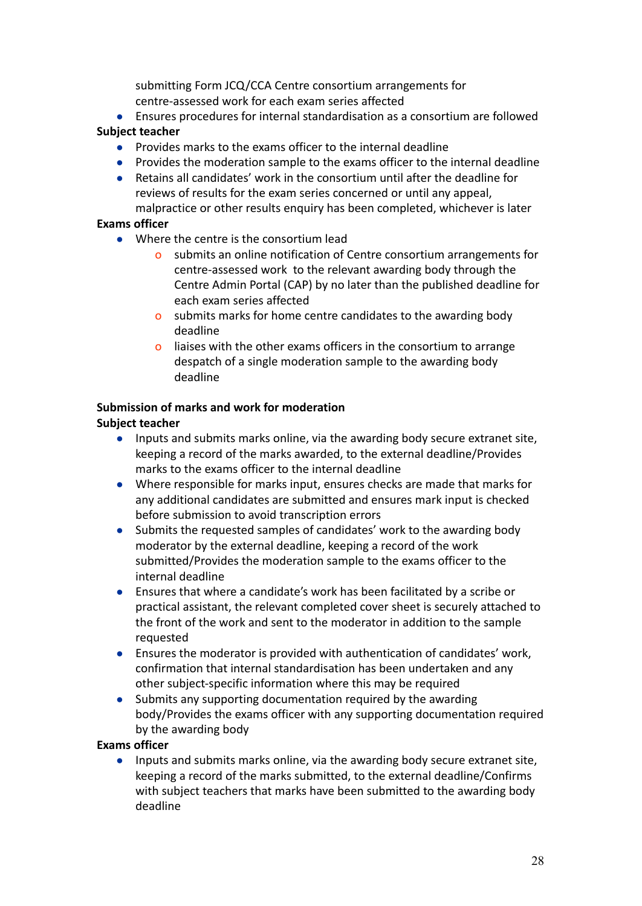submitting Form JCQ/CCA Centre consortium arrangements for centre-assessed work for each exam series affected

- Ensures procedures for internal standardisation as a consortium are followed

**Subject teacher**

- Provides marks to the exams officer to the internal deadline
- Provides the moderation sample to the exams officer to the internal deadline
- Retains all candidates' work in the consortium until after the deadline for reviews of results for the exam series concerned or until any appeal, malpractice or other results enquiry has been completed, whichever is later

**Exams officer**

- Where the centre is the consortium lead
    - submits an online notification of Centre consortium arrangements for centre-assessed work to the relevant awarding body through the Centre Admin Portal (CAP) by no later than the published deadline for each exam series affected
    - submits marks for home centre candidates to the awarding body deadline
    - liaises with the other exams officers in the consortium to arrange despatch of a single moderation sample to the awarding body deadline

**Submission of marks and work for moderation**

**Subject teacher**

- Inputs and submits marks online, via the awarding body secure extranet site, keeping a record of the marks awarded, to the external deadline/Provides marks to the exams officer to the internal deadline
- Where responsible for marks input, ensures checks are made that marks for any additional candidates are submitted and ensures mark input is checked before submission to avoid transcription errors
- Submits the requested samples of candidates' work to the awarding body moderator by the external deadline, keeping a record of the work submitted/Provides the moderation sample to the exams officer to the internal deadline
- Ensures that where a candidate's work has been facilitated by a scribe or practical assistant, the relevant completed cover sheet is securely attached to the front of the work and sent to the moderator in addition to the sample requested
- Ensures the moderator is provided with authentication of candidates' work, confirmation that internal standardisation has been undertaken and any other subject-specific information where this may be required
- Submits any supporting documentation required by the awarding body/Provides the exams officer with any supporting documentation required by the awarding body

**Exams officer**

- Inputs and submits marks online, via the awarding body secure extranet site, keeping a record of the marks submitted, to the external deadline/Confirms with subject teachers that marks have been submitted to the awarding body deadline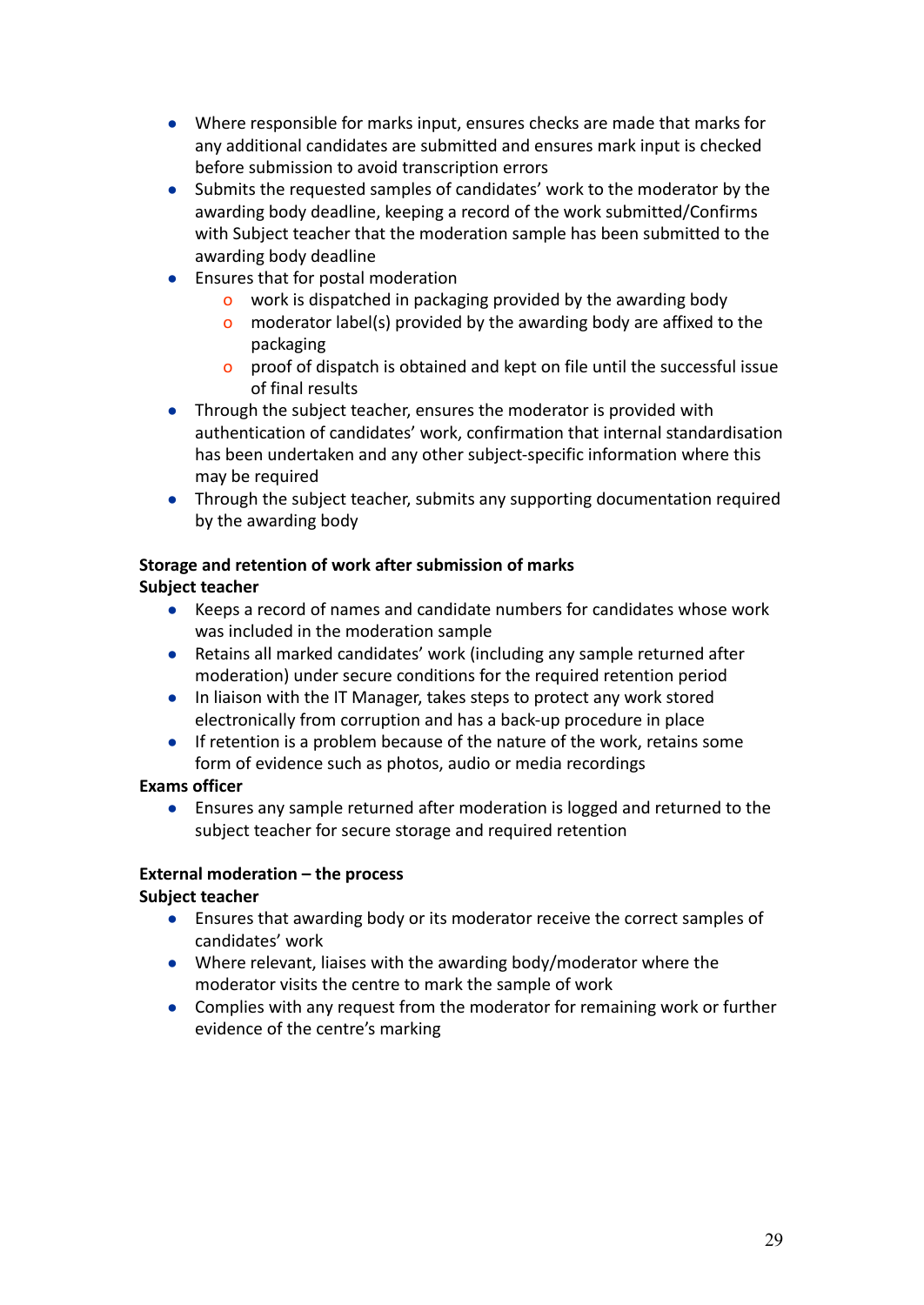- Where responsible for marks input, ensures checks are made that marks for any additional candidates are submitted and ensures mark input is checked before submission to avoid transcription errors
- Submits the requested samples of candidates' work to the moderator by the awarding body deadline, keeping a record of the work submitted/Confirms with Subject teacher that the moderation sample has been submitted to the awarding body deadline
- Ensures that for postal moderation
    - work is dispatched in packaging provided by the awarding body
    - moderator label(s) provided by the awarding body are affixed to the packaging
    - proof of dispatch is obtained and kept on file until the successful issue of final results
- Through the subject teacher, ensures the moderator is provided with authentication of candidates' work, confirmation that internal standardisation has been undertaken and any other subject-specific information where this may be required
- Through the subject teacher, submits any supporting documentation required by the awarding body

**Storage and retention of work after submission of marks**

**Subject teacher**

- Keeps a record of names and candidate numbers for candidates whose work was included in the moderation sample
- Retains all marked candidates' work (including any sample returned after moderation) under secure conditions for the required retention period
- In liaison with the IT Manager, takes steps to protect any work stored electronically from corruption and has a back-up procedure in place
- If retention is a problem because of the nature of the work, retains some form of evidence such as photos, audio or media recordings

**Exams officer**

- Ensures any sample returned after moderation is logged and returned to the subject teacher for secure storage and required retention

**External moderation – the process**

**Subject teacher**

- Ensures that awarding body or its moderator receive the correct samples of candidates' work
- Where relevant, liaises with the awarding body/moderator where the moderator visits the centre to mark the sample of work
- Complies with any request from the moderator for remaining work or further evidence of the centre's marking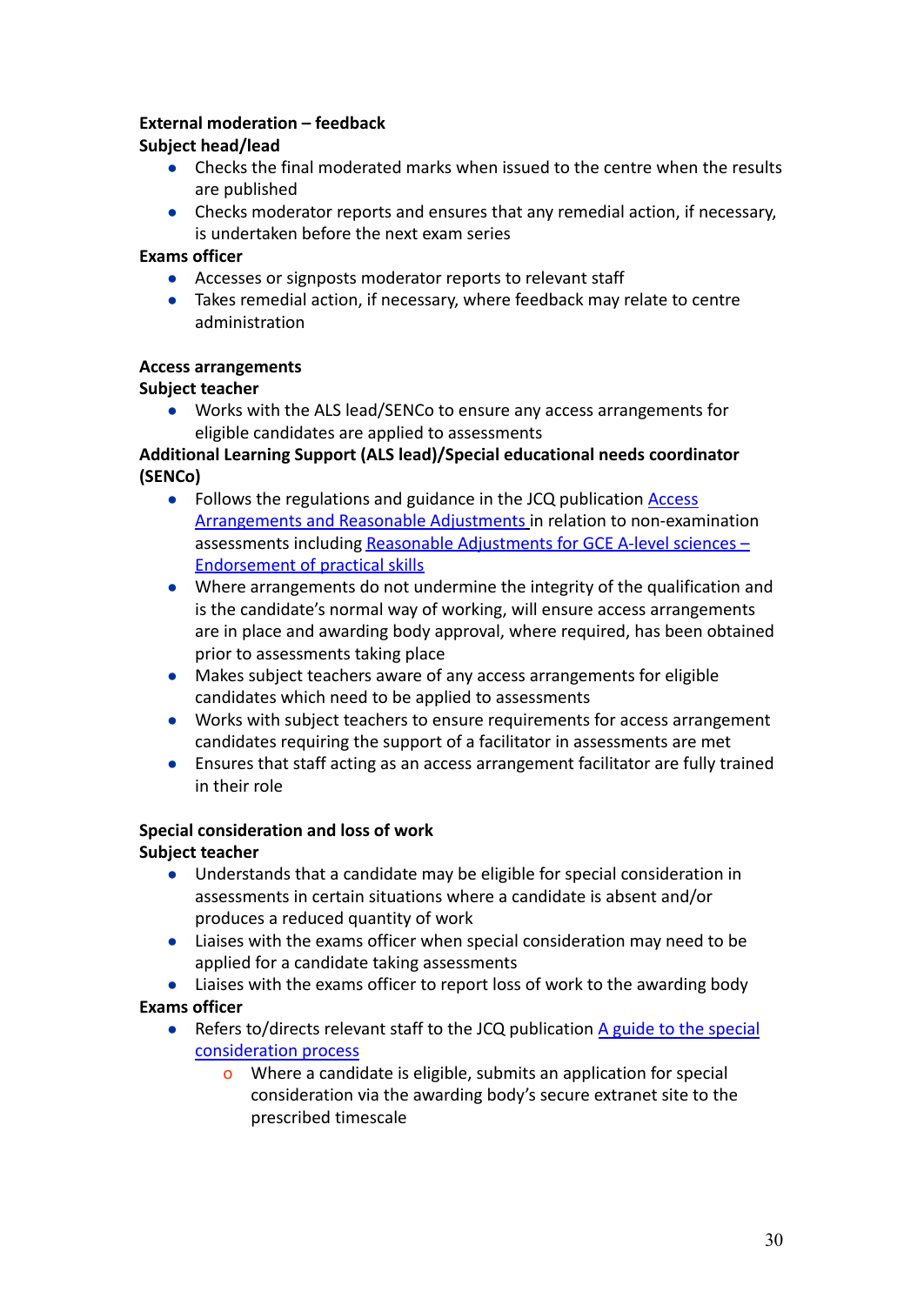**External moderation – feedback**
**Subject head/lead**

- Checks the final moderated marks when issued to the centre when the results are published
- Checks moderator reports and ensures that any remedial action, if necessary, is undertaken before the next exam series

**Exams officer**

- Accesses or signposts moderator reports to relevant staff
- Takes remedial action, if necessary, where feedback may relate to centre administration

**Access arrangements**
**Subject teacher**

- Works with the ALS lead/SENCo to ensure any access arrangements for eligible candidates are applied to assessments

**Additional Learning Support (ALS lead)/Special educational needs coordinator (SENCo)**

- Follows the regulations and guidance in the JCQ publication Access Arrangements and Reasonable Adjustments in relation to non-examination assessments including Reasonable Adjustments for GCE A-level sciences – Endorsement of practical skills
- Where arrangements do not undermine the integrity of the qualification and is the candidate's normal way of working, will ensure access arrangements are in place and awarding body approval, where required, has been obtained prior to assessments taking place
- Makes subject teachers aware of any access arrangements for eligible candidates which need to be applied to assessments
- Works with subject teachers to ensure requirements for access arrangement candidates requiring the support of a facilitator in assessments are met
- Ensures that staff acting as an access arrangement facilitator are fully trained in their role

**Special consideration and loss of work**
**Subject teacher**

- Understands that a candidate may be eligible for special consideration in assessments in certain situations where a candidate is absent and/or produces a reduced quantity of work
- Liaises with the exams officer when special consideration may need to be applied for a candidate taking assessments
- Liaises with the exams officer to report loss of work to the awarding body

**Exams officer**

- Refers to/directs relevant staff to the JCQ publication A guide to the special consideration process
    - Where a candidate is eligible, submits an application for special consideration via the awarding body's secure extranet site to the prescribed timescale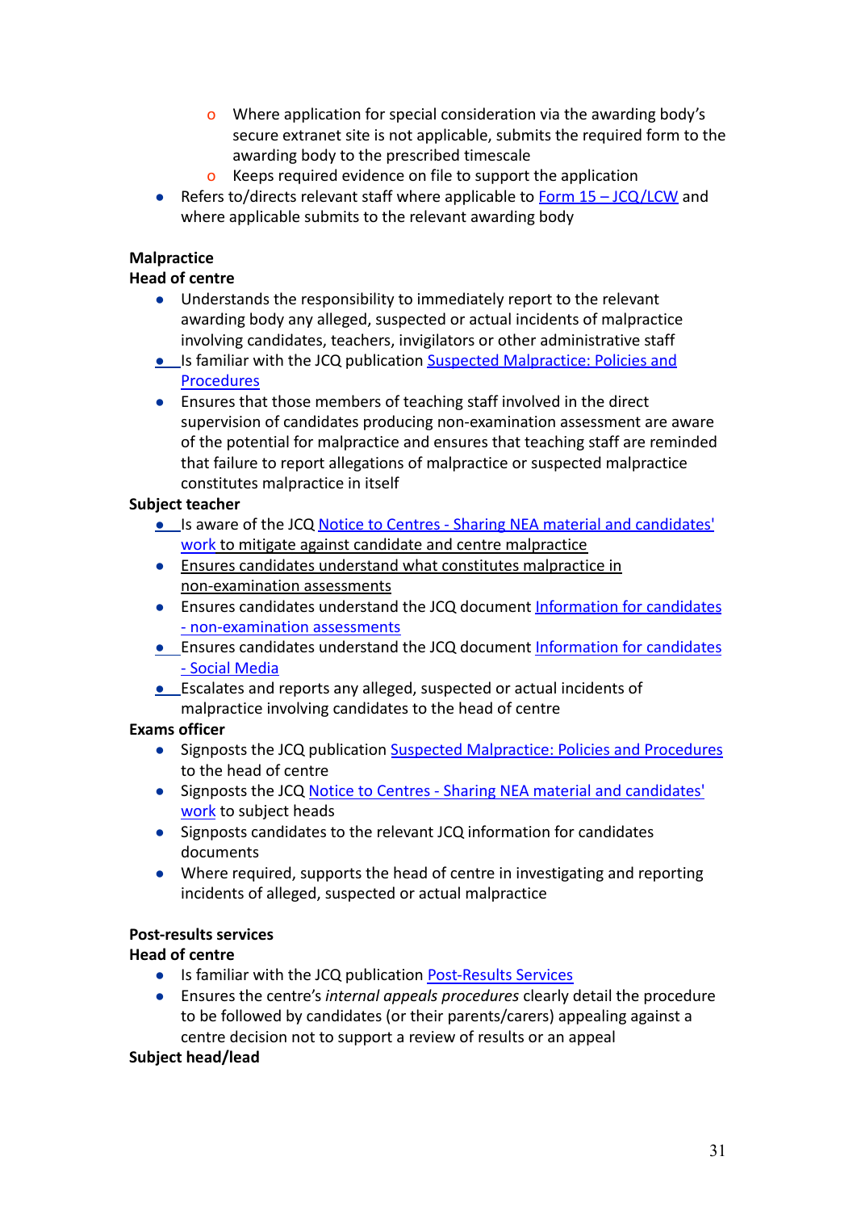- Where application for special consideration via the awarding body's secure extranet site is not applicable, submits the required form to the awarding body to the prescribed timescale
    - Keeps required evidence on file to support the application
- Refers to/directs relevant staff where applicable to Form 15 – JCQ/LCW and where applicable submits to the relevant awarding body

**Malpractice**
**Head of centre**

- Understands the responsibility to immediately report to the relevant awarding body any alleged, suspected or actual incidents of malpractice involving candidates, teachers, invigilators or other administrative staff
- Is familiar with the JCQ publication Suspected Malpractice: Policies and Procedures
- Ensures that those members of teaching staff involved in the direct supervision of candidates producing non-examination assessment are aware of the potential for malpractice and ensures that teaching staff are reminded that failure to report allegations of malpractice or suspected malpractice constitutes malpractice in itself

**Subject teacher**

- Is aware of the JCQ Notice to Centres - Sharing NEA material and candidates' work to mitigate against candidate and centre malpractice
- Ensures candidates understand what constitutes malpractice in non-examination assessments
- Ensures candidates understand the JCQ document Information for candidates - non-examination assessments
- Ensures candidates understand the JCQ document Information for candidates - Social Media
- Escalates and reports any alleged, suspected or actual incidents of malpractice involving candidates to the head of centre

**Exams officer**

- Signposts the JCQ publication Suspected Malpractice: Policies and Procedures to the head of centre
- Signposts the JCQ Notice to Centres - Sharing NEA material and candidates' work to subject heads
- Signposts candidates to the relevant JCQ information for candidates documents
- Where required, supports the head of centre in investigating and reporting incidents of alleged, suspected or actual malpractice

**Post-results services**
**Head of centre**

- Is familiar with the JCQ publication Post-Results Services
- Ensures the centre's *internal appeals procedures* clearly detail the procedure to be followed by candidates (or their parents/carers) appealing against a centre decision not to support a review of results or an appeal

**Subject head/lead**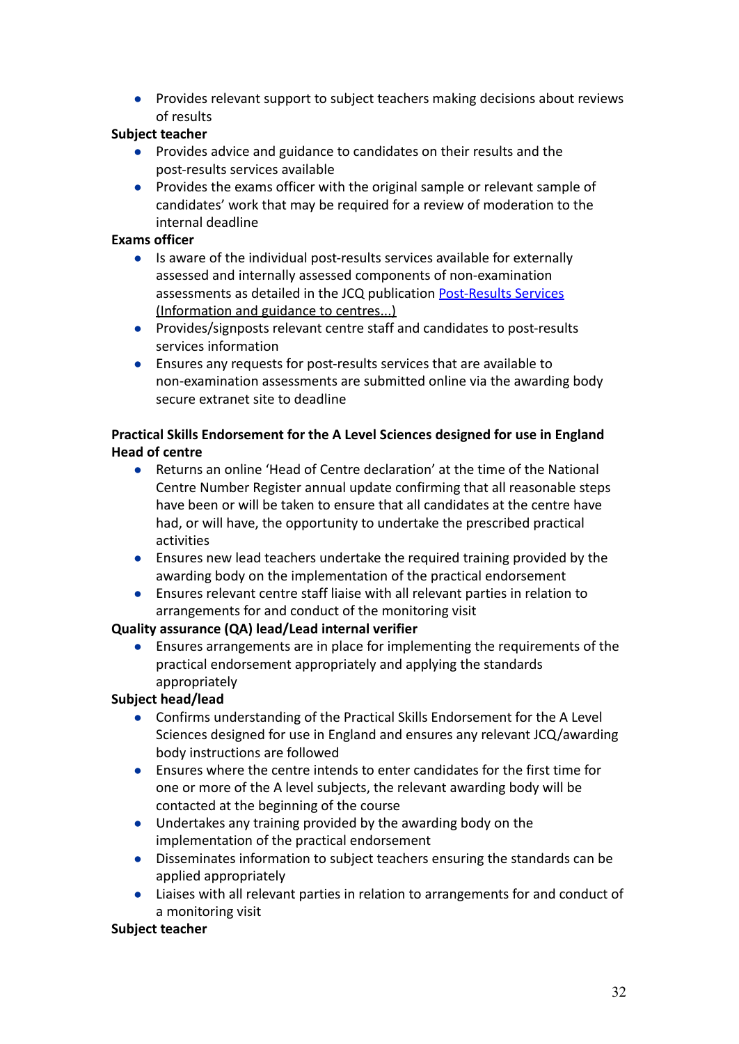- Provides relevant support to subject teachers making decisions about reviews of results

**Subject teacher**

- Provides advice and guidance to candidates on their results and the post-results services available
- Provides the exams officer with the original sample or relevant sample of candidates' work that may be required for a review of moderation to the internal deadline

**Exams officer**

- Is aware of the individual post-results services available for externally assessed and internally assessed components of non-examination assessments as detailed in the JCQ publication [Post-Results Services (Information and guidance to centres...)]()
- Provides/signposts relevant centre staff and candidates to post-results services information
- Ensures any requests for post-results services that are available to non-examination assessments are submitted online via the awarding body secure extranet site to deadline

**Practical Skills Endorsement for the A Level Sciences designed for use in England**

**Head of centre**

- Returns an online 'Head of Centre declaration' at the time of the National Centre Number Register annual update confirming that all reasonable steps have been or will be taken to ensure that all candidates at the centre have had, or will have, the opportunity to undertake the prescribed practical activities
- Ensures new lead teachers undertake the required training provided by the awarding body on the implementation of the practical endorsement
- Ensures relevant centre staff liaise with all relevant parties in relation to arrangements for and conduct of the monitoring visit

**Quality assurance (QA) lead/Lead internal verifier**

- Ensures arrangements are in place for implementing the requirements of the practical endorsement appropriately and applying the standards appropriately

**Subject head/lead**

- Confirms understanding of the Practical Skills Endorsement for the A Level Sciences designed for use in England and ensures any relevant JCQ/awarding body instructions are followed
- Ensures where the centre intends to enter candidates for the first time for one or more of the A level subjects, the relevant awarding body will be contacted at the beginning of the course
- Undertakes any training provided by the awarding body on the implementation of the practical endorsement
- Disseminates information to subject teachers ensuring the standards can be applied appropriately
- Liaises with all relevant parties in relation to arrangements for and conduct of a monitoring visit

**Subject teacher**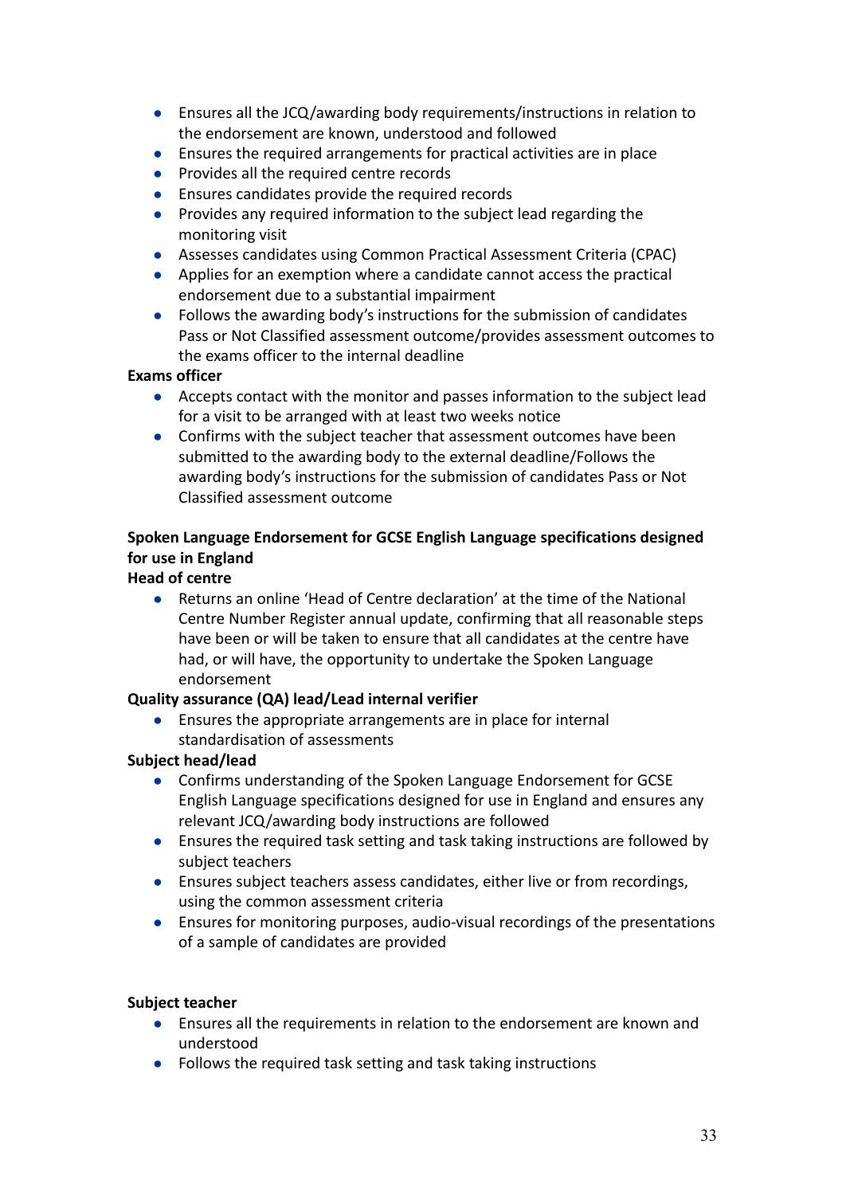- Ensures all the JCQ/awarding body requirements/instructions in relation to the endorsement are known, understood and followed
- Ensures the required arrangements for practical activities are in place
- Provides all the required centre records
- Ensures candidates provide the required records
- Provides any required information to the subject lead regarding the monitoring visit
- Assesses candidates using Common Practical Assessment Criteria (CPAC)
- Applies for an exemption where a candidate cannot access the practical endorsement due to a substantial impairment
- Follows the awarding body's instructions for the submission of candidates Pass or Not Classified assessment outcome/provides assessment outcomes to the exams officer to the internal deadline

**Exams officer**

- Accepts contact with the monitor and passes information to the subject lead for a visit to be arranged with at least two weeks notice
- Confirms with the subject teacher that assessment outcomes have been submitted to the awarding body to the external deadline/Follows the awarding body's instructions for the submission of candidates Pass or Not Classified assessment outcome

**Spoken Language Endorsement for GCSE English Language specifications designed for use in England**

**Head of centre**

- Returns an online 'Head of Centre declaration' at the time of the National Centre Number Register annual update, confirming that all reasonable steps have been or will be taken to ensure that all candidates at the centre have had, or will have, the opportunity to undertake the Spoken Language endorsement

**Quality assurance (QA) lead/Lead internal verifier**

- Ensures the appropriate arrangements are in place for internal standardisation of assessments

**Subject head/lead**

- Confirms understanding of the Spoken Language Endorsement for GCSE English Language specifications designed for use in England and ensures any relevant JCQ/awarding body instructions are followed
- Ensures the required task setting and task taking instructions are followed by subject teachers
- Ensures subject teachers assess candidates, either live or from recordings, using the common assessment criteria
- Ensures for monitoring purposes, audio-visual recordings of the presentations of a sample of candidates are provided

**Subject teacher**

- Ensures all the requirements in relation to the endorsement are known and understood
- Follows the required task setting and task taking instructions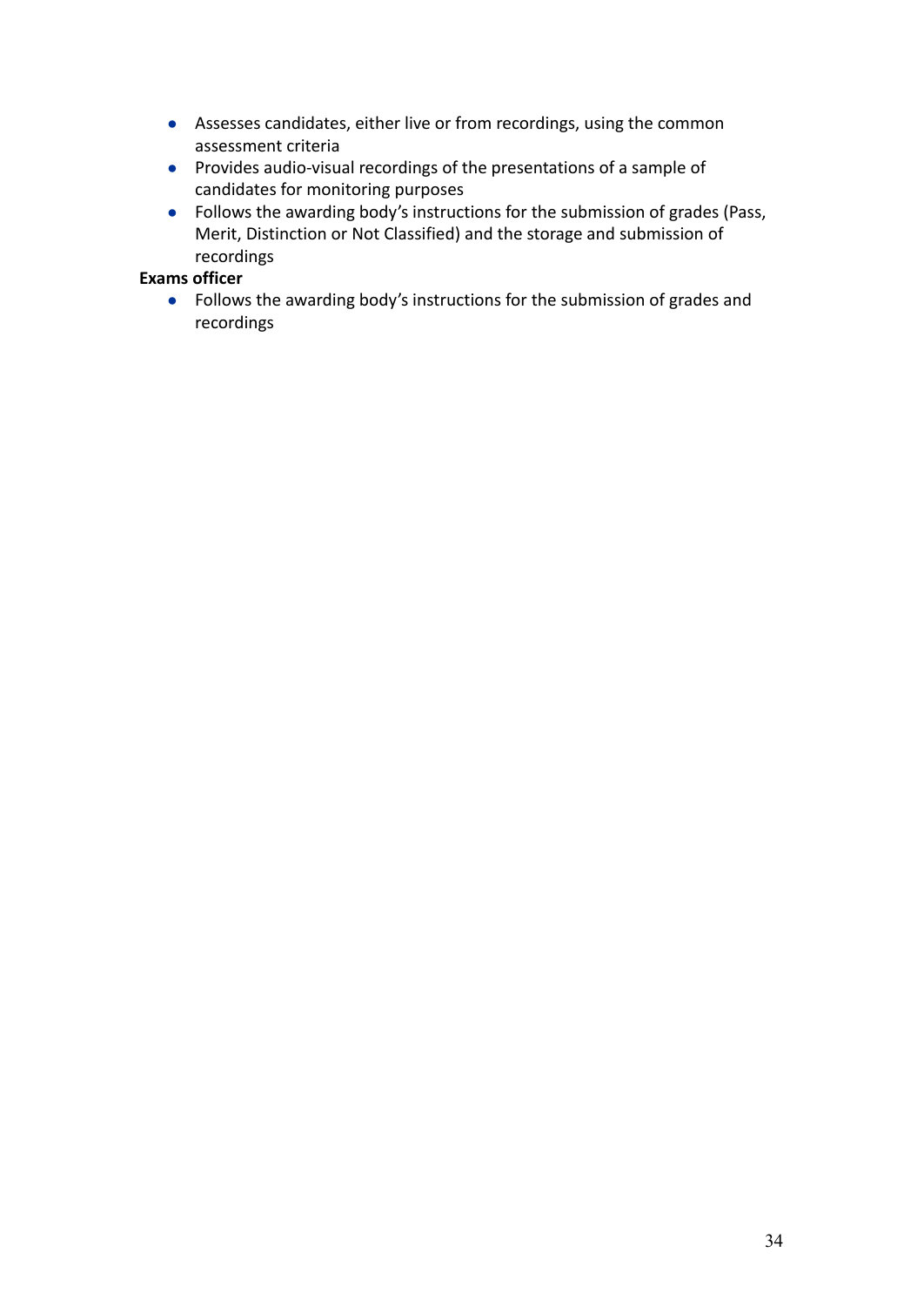- Assesses candidates, either live or from recordings, using the common assessment criteria
- Provides audio-visual recordings of the presentations of a sample of candidates for monitoring purposes
- Follows the awarding body's instructions for the submission of grades (Pass, Merit, Distinction or Not Classified) and the storage and submission of recordings

**Exams officer**

- Follows the awarding body's instructions for the submission of grades and recordings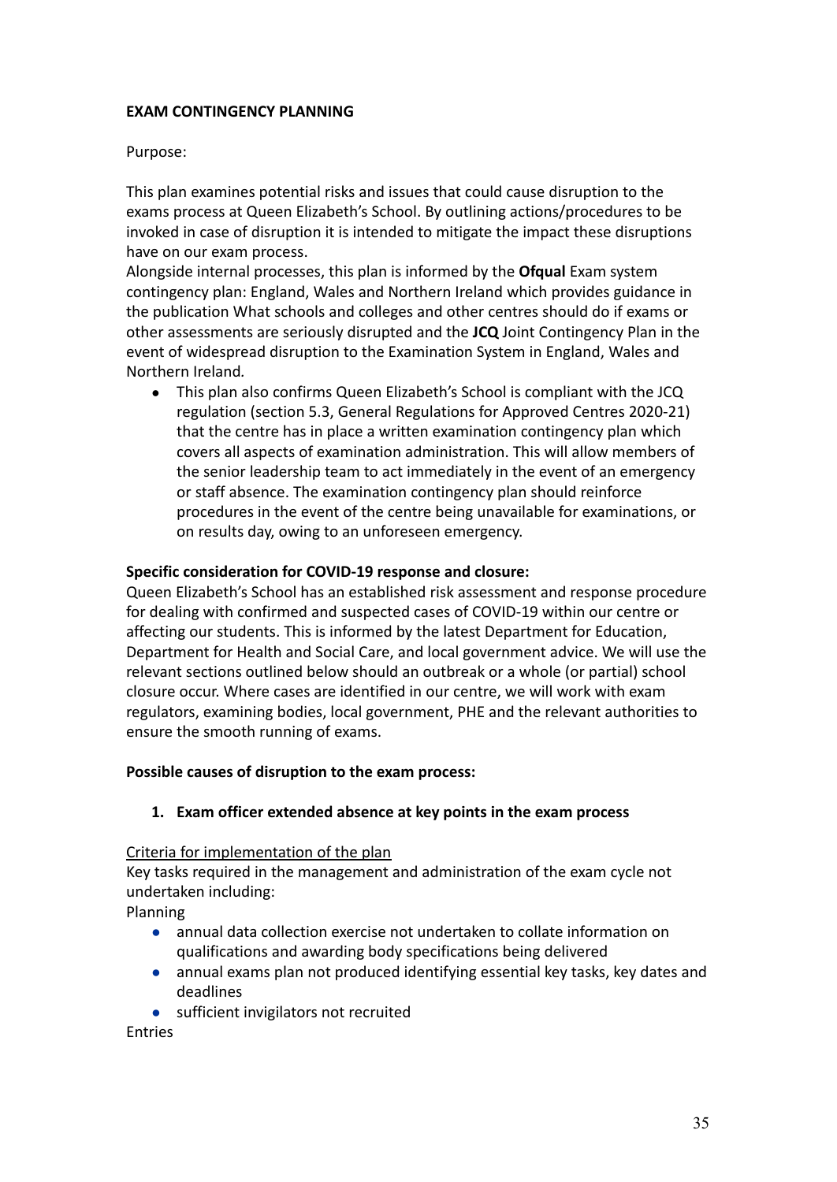**EXAM CONTINGENCY PLANNING**

Purpose:

This plan examines potential risks and issues that could cause disruption to the exams process at Queen Elizabeth's School. By outlining actions/procedures to be invoked in case of disruption it is intended to mitigate the impact these disruptions have on our exam process.

Alongside internal processes, this plan is informed by the **Ofqual** Exam system contingency plan: England, Wales and Northern Ireland which provides guidance in the publication What schools and colleges and other centres should do if exams or other assessments are seriously disrupted and the **JCQ** Joint Contingency Plan in the event of widespread disruption to the Examination System in England, Wales and Northern Ireland.

- This plan also confirms Queen Elizabeth's School is compliant with the JCQ regulation (section 5.3, General Regulations for Approved Centres 2020-21) that the centre has in place a written examination contingency plan which covers all aspects of examination administration. This will allow members of the senior leadership team to act immediately in the event of an emergency or staff absence. The examination contingency plan should reinforce procedures in the event of the centre being unavailable for examinations, or on results day, owing to an unforeseen emergency.

**Specific consideration for COVID-19 response and closure:**

Queen Elizabeth's School has an established risk assessment and response procedure for dealing with confirmed and suspected cases of COVID-19 within our centre or affecting our students. This is informed by the latest Department for Education, Department for Health and Social Care, and local government advice. We will use the relevant sections outlined below should an outbreak or a whole (or partial) school closure occur. Where cases are identified in our centre, we will work with exam regulators, examining bodies, local government, PHE and the relevant authorities to ensure the smooth running of exams.

**Possible causes of disruption to the exam process:**

1. **Exam officer extended absence at key points in the exam process**

Criteria for implementation of the plan

Key tasks required in the management and administration of the exam cycle not undertaken including:

Planning

- annual data collection exercise not undertaken to collate information on qualifications and awarding body specifications being delivered
- annual exams plan not produced identifying essential key tasks, key dates and deadlines
- sufficient invigilators not recruited

Entries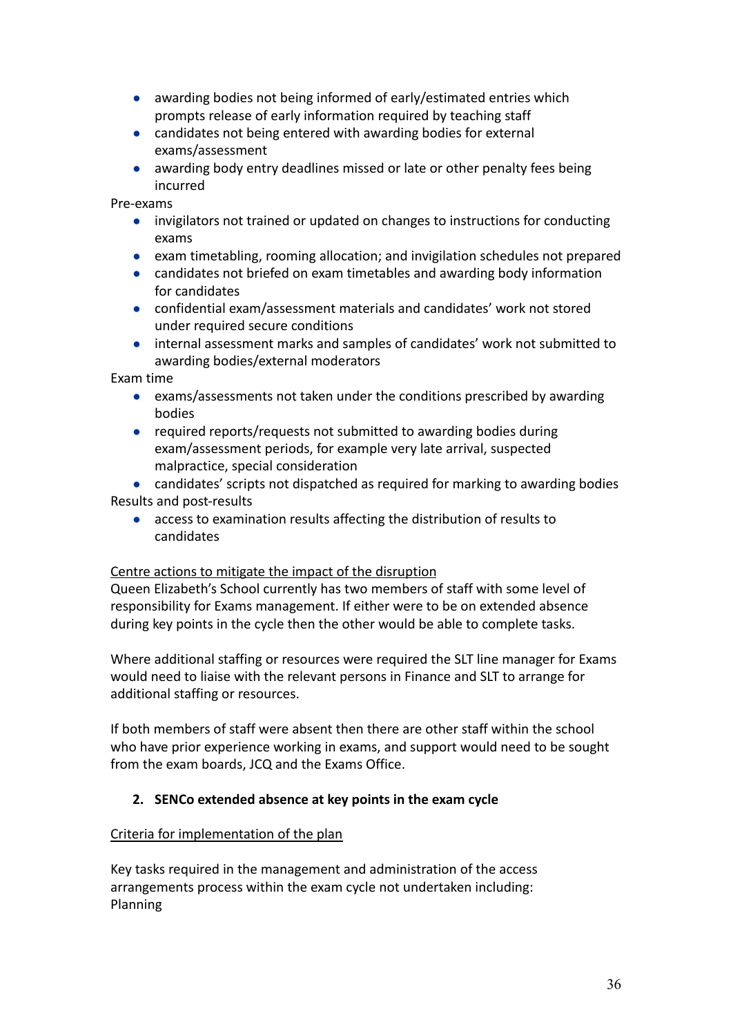- awarding bodies not being informed of early/estimated entries which prompts release of early information required by teaching staff
- candidates not being entered with awarding bodies for external exams/assessment
- awarding body entry deadlines missed or late or other penalty fees being incurred

Pre-exams

- invigilators not trained or updated on changes to instructions for conducting exams
- exam timetabling, rooming allocation; and invigilation schedules not prepared
- candidates not briefed on exam timetables and awarding body information for candidates
- confidential exam/assessment materials and candidates' work not stored under required secure conditions
- internal assessment marks and samples of candidates' work not submitted to awarding bodies/external moderators

Exam time

- exams/assessments not taken under the conditions prescribed by awarding bodies
- required reports/requests not submitted to awarding bodies during exam/assessment periods, for example very late arrival, suspected malpractice, special consideration
- candidates' scripts not dispatched as required for marking to awarding bodies

Results and post-results

- access to examination results affecting the distribution of results to candidates

Centre actions to mitigate the impact of the disruption

Queen Elizabeth's School currently has two members of staff with some level of responsibility for Exams management. If either were to be on extended absence during key points in the cycle then the other would be able to complete tasks.

Where additional staffing or resources were required the SLT line manager for Exams would need to liaise with the relevant persons in Finance and SLT to arrange for additional staffing or resources.

If both members of staff were absent then there are other staff within the school who have prior experience working in exams, and support would need to be sought from the exam boards, JCQ and the Exams Office.

**2. SENCo extended absence at key points in the exam cycle**

Criteria for implementation of the plan

Key tasks required in the management and administration of the access arrangements process within the exam cycle not undertaken including:

Planning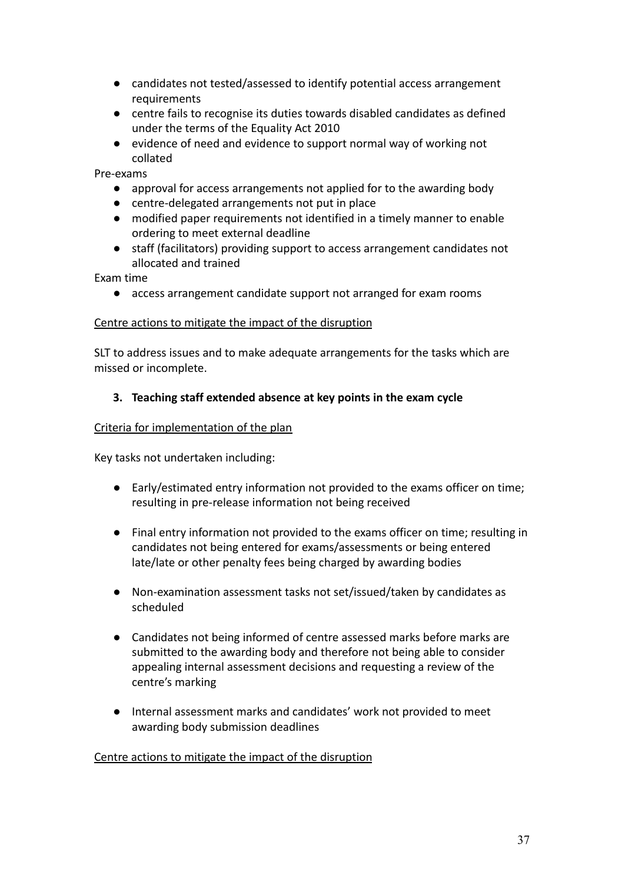- candidates not tested/assessed to identify potential access arrangement requirements
- centre fails to recognise its duties towards disabled candidates as defined under the terms of the Equality Act 2010
- evidence of need and evidence to support normal way of working not collated

Pre-exams

- approval for access arrangements not applied for to the awarding body
- centre-delegated arrangements not put in place
- modified paper requirements not identified in a timely manner to enable ordering to meet external deadline
- staff (facilitators) providing support to access arrangement candidates not allocated and trained

Exam time

- access arrangement candidate support not arranged for exam rooms

<u>Centre actions to mitigate the impact of the disruption</u>

SLT to address issues and to make adequate arrangements for the tasks which are missed or incomplete.

### 3. Teaching staff extended absence at key points in the exam cycle

<u>Criteria for implementation of the plan</u>

Key tasks not undertaken including:

- Early/estimated entry information not provided to the exams officer on time; resulting in pre-release information not being received

- Final entry information not provided to the exams officer on time; resulting in candidates not being entered for exams/assessments or being entered late/late or other penalty fees being charged by awarding bodies

- Non-examination assessment tasks not set/issued/taken by candidates as scheduled

- Candidates not being informed of centre assessed marks before marks are submitted to the awarding body and therefore not being able to consider appealing internal assessment decisions and requesting a review of the centre's marking

- Internal assessment marks and candidates' work not provided to meet awarding body submission deadlines

<u>Centre actions to mitigate the impact of the disruption</u>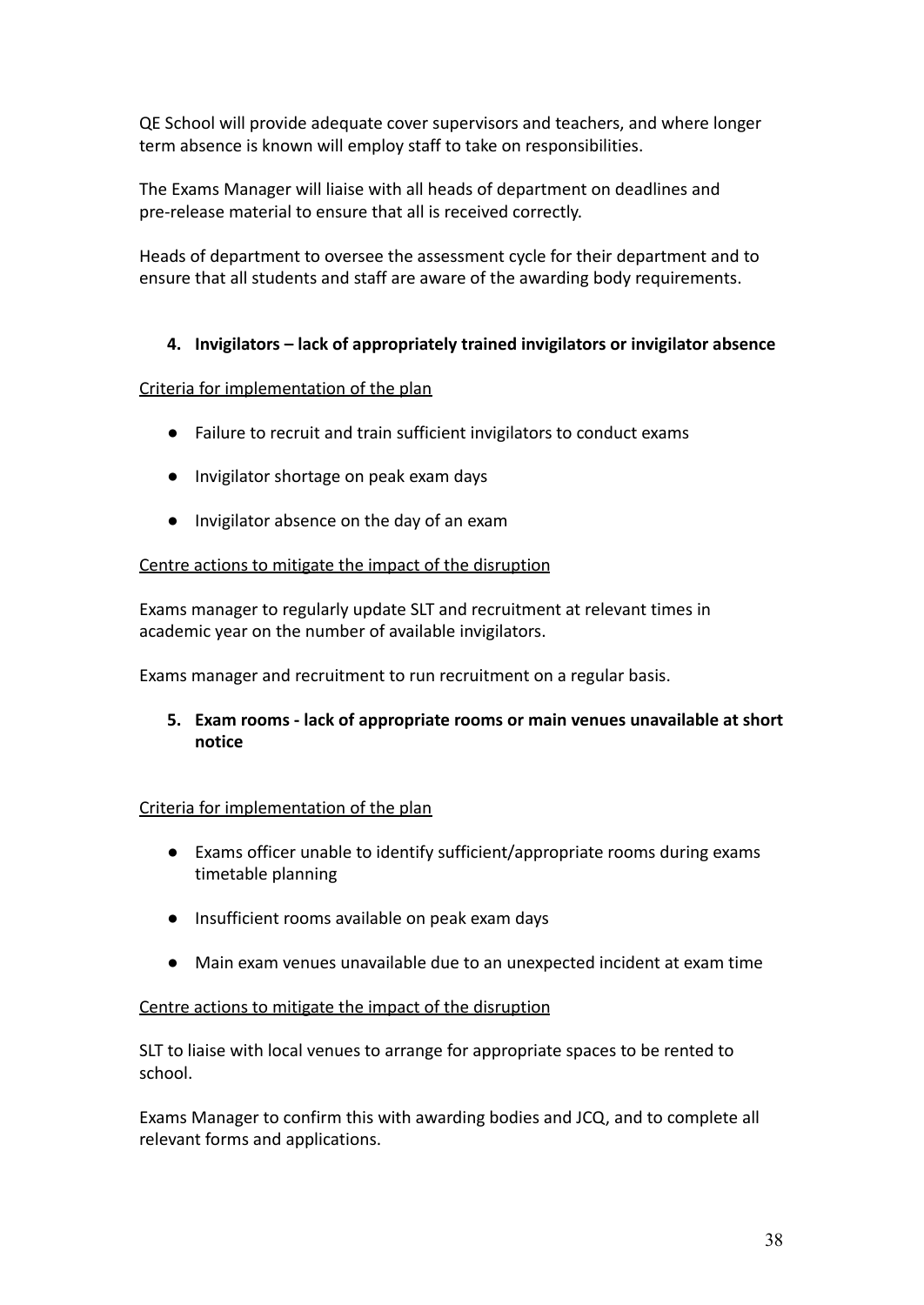QE School will provide adequate cover supervisors and teachers, and where longer term absence is known will employ staff to take on responsibilities.

The Exams Manager will liaise with all heads of department on deadlines and pre-release material to ensure that all is received correctly.

Heads of department to oversee the assessment cycle for their department and to ensure that all students and staff are aware of the awarding body requirements.

4. **Invigilators – lack of appropriately trained invigilators or invigilator absence**

<u>Criteria for implementation of the plan</u>

- Failure to recruit and train sufficient invigilators to conduct exams
- Invigilator shortage on peak exam days
- Invigilator absence on the day of an exam

<u>Centre actions to mitigate the impact of the disruption</u>

Exams manager to regularly update SLT and recruitment at relevant times in academic year on the number of available invigilators.

Exams manager and recruitment to run recruitment on a regular basis.

5. **Exam rooms - lack of appropriate rooms or main venues unavailable at short notice**

<u>Criteria for implementation of the plan</u>

- Exams officer unable to identify sufficient/appropriate rooms during exams timetable planning
- Insufficient rooms available on peak exam days
- Main exam venues unavailable due to an unexpected incident at exam time

<u>Centre actions to mitigate the impact of the disruption</u>

SLT to liaise with local venues to arrange for appropriate spaces to be rented to school.

Exams Manager to confirm this with awarding bodies and JCQ, and to complete all relevant forms and applications.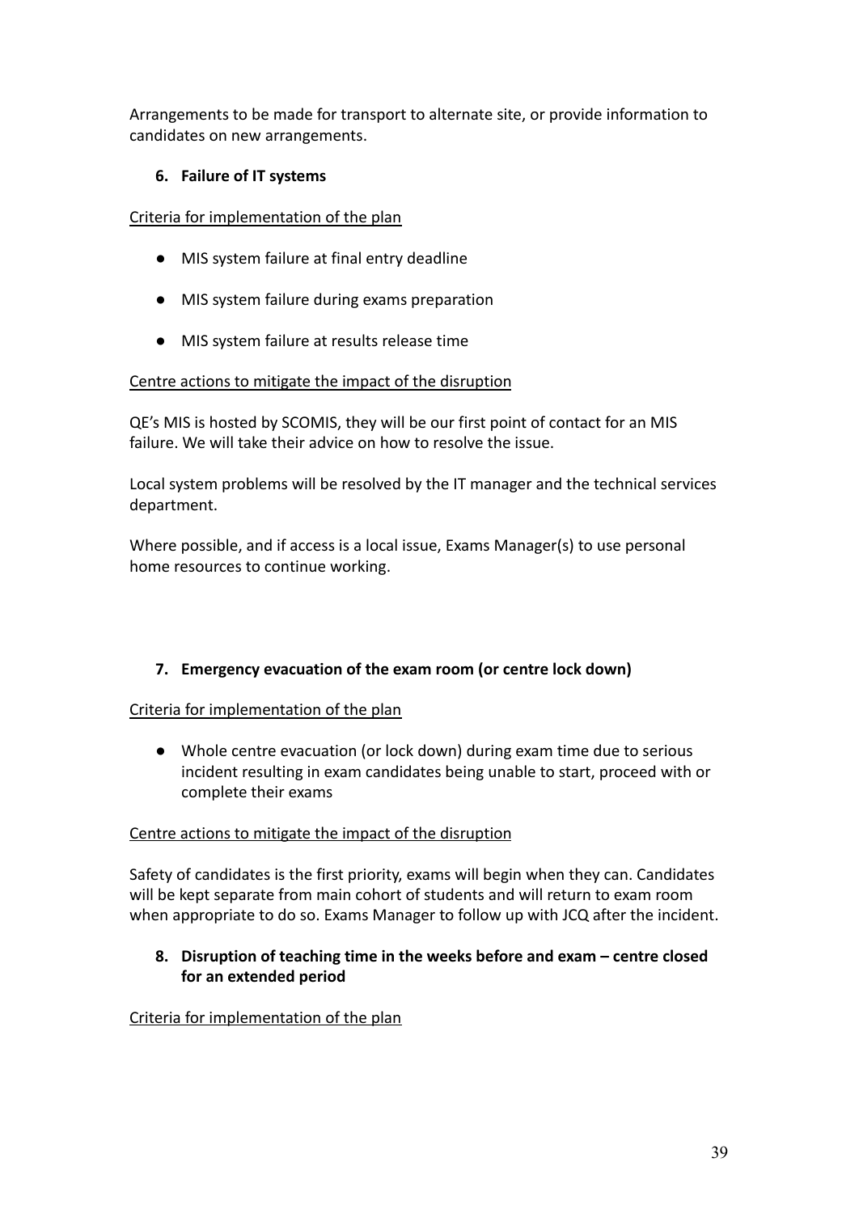Arrangements to be made for transport to alternate site, or provide information to candidates on new arrangements.

### 6. Failure of IT systems

Criteria for implementation of the plan

- MIS system failure at final entry deadline
- MIS system failure during exams preparation
- MIS system failure at results release time

Centre actions to mitigate the impact of the disruption

QE's MIS is hosted by SCOMIS, they will be our first point of contact for an MIS failure. We will take their advice on how to resolve the issue.

Local system problems will be resolved by the IT manager and the technical services department.

Where possible, and if access is a local issue, Exams Manager(s) to use personal home resources to continue working.

### 7. Emergency evacuation of the exam room (or centre lock down)

Criteria for implementation of the plan

- Whole centre evacuation (or lock down) during exam time due to serious incident resulting in exam candidates being unable to start, proceed with or complete their exams

Centre actions to mitigate the impact of the disruption

Safety of candidates is the first priority, exams will begin when they can. Candidates will be kept separate from main cohort of students and will return to exam room when appropriate to do so. Exams Manager to follow up with JCQ after the incident.

### 8. Disruption of teaching time in the weeks before and exam – centre closed for an extended period

Criteria for implementation of the plan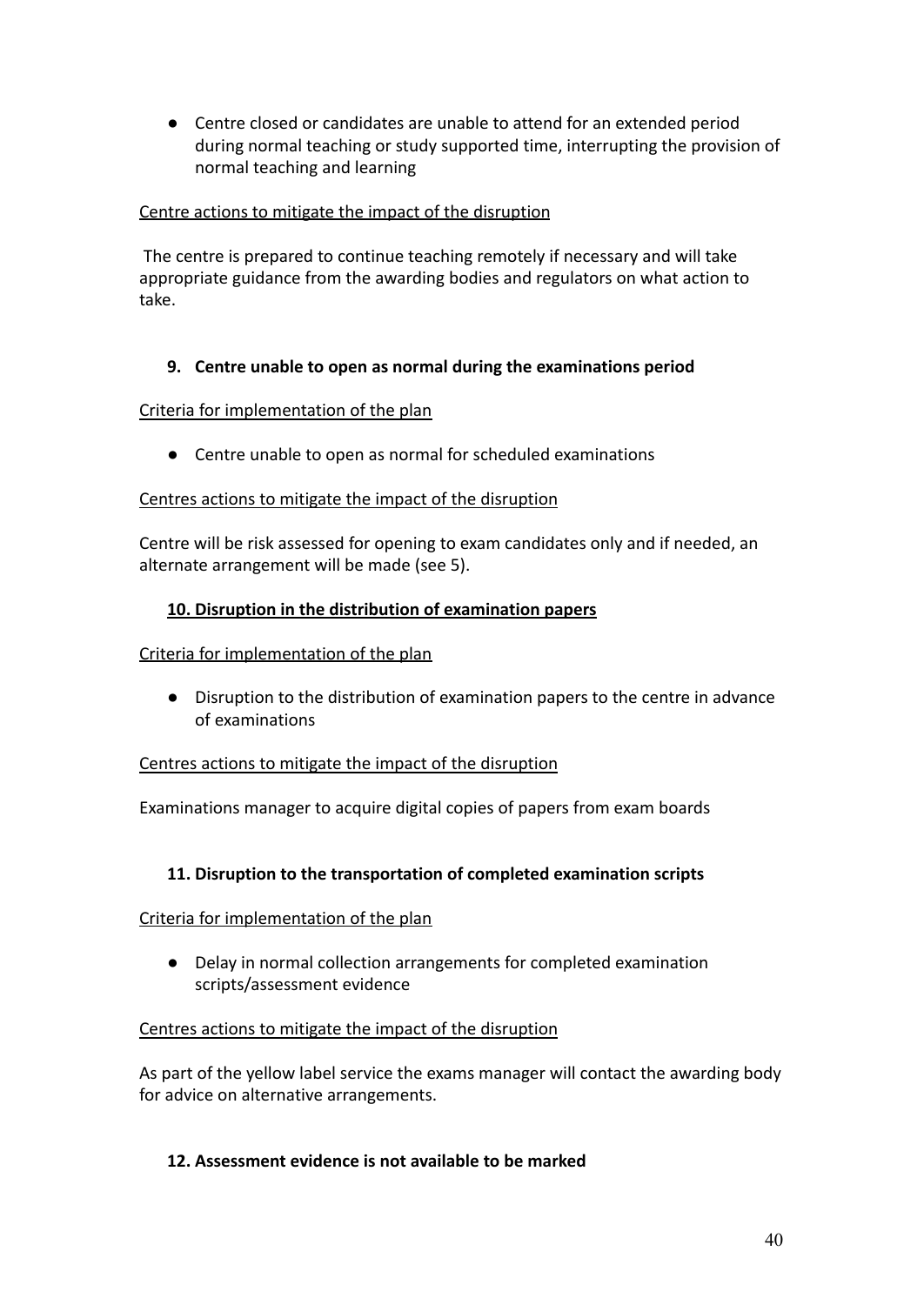- Centre closed or candidates are unable to attend for an extended period during normal teaching or study supported time, interrupting the provision of normal teaching and learning

Centre actions to mitigate the impact of the disruption

The centre is prepared to continue teaching remotely if necessary and will take appropriate guidance from the awarding bodies and regulators on what action to take.

### 9. Centre unable to open as normal during the examinations period

Criteria for implementation of the plan

- Centre unable to open as normal for scheduled examinations

Centres actions to mitigate the impact of the disruption

Centre will be risk assessed for opening to exam candidates only and if needed, an alternate arrangement will be made (see 5).

### 10. Disruption in the distribution of examination papers

Criteria for implementation of the plan

- Disruption to the distribution of examination papers to the centre in advance of examinations

Centres actions to mitigate the impact of the disruption

Examinations manager to acquire digital copies of papers from exam boards

### 11. Disruption to the transportation of completed examination scripts

Criteria for implementation of the plan

- Delay in normal collection arrangements for completed examination scripts/assessment evidence

Centres actions to mitigate the impact of the disruption

As part of the yellow label service the exams manager will contact the awarding body for advice on alternative arrangements.

### 12. Assessment evidence is not available to be marked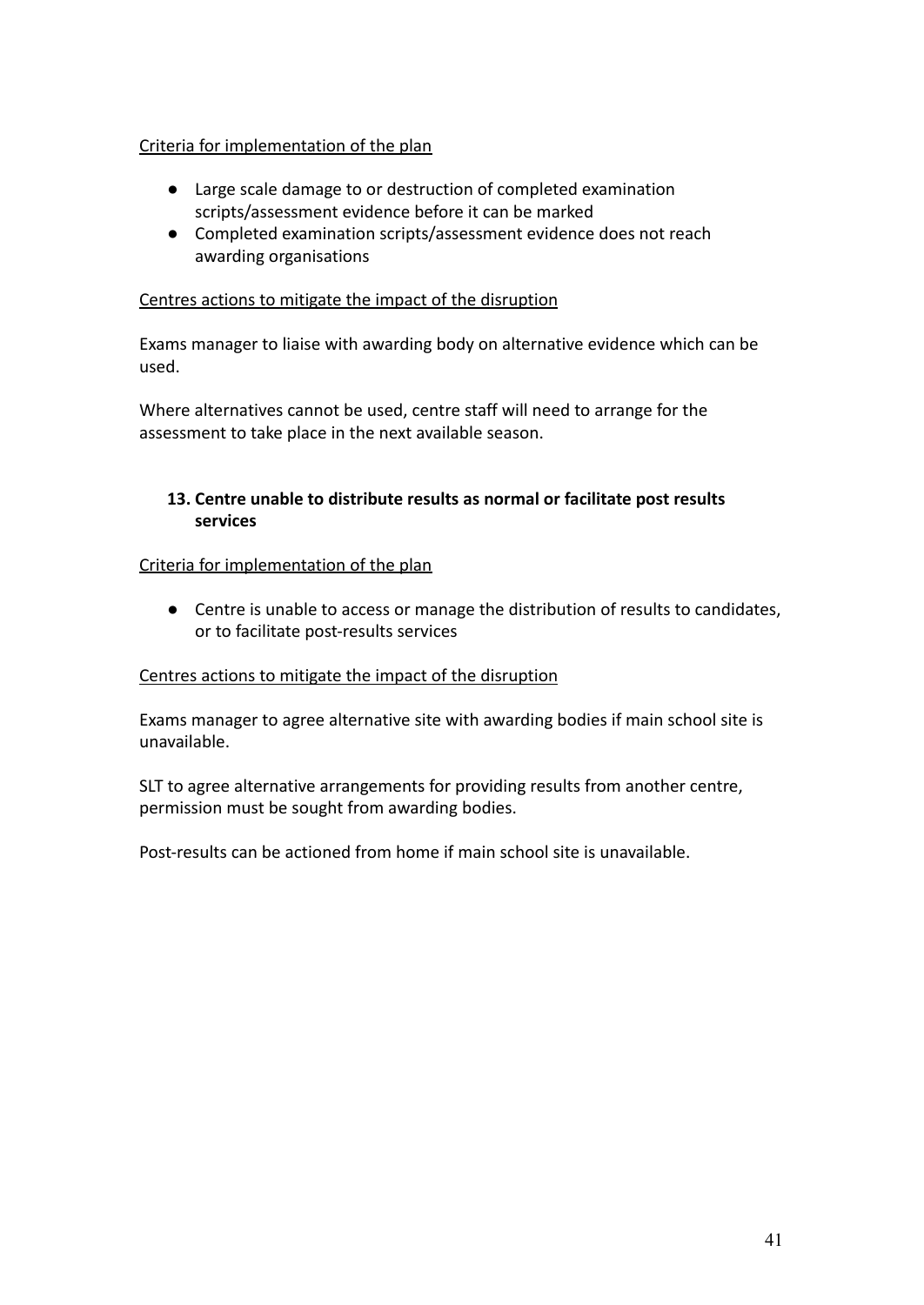Criteria for implementation of the plan

- Large scale damage to or destruction of completed examination scripts/assessment evidence before it can be marked
- Completed examination scripts/assessment evidence does not reach awarding organisations

Centres actions to mitigate the impact of the disruption

Exams manager to liaise with awarding body on alternative evidence which can be used.

Where alternatives cannot be used, centre staff will need to arrange for the assessment to take place in the next available season.

### 13. Centre unable to distribute results as normal or facilitate post results services

Criteria for implementation of the plan

- Centre is unable to access or manage the distribution of results to candidates, or to facilitate post-results services

Centres actions to mitigate the impact of the disruption

Exams manager to agree alternative site with awarding bodies if main school site is unavailable.

SLT to agree alternative arrangements for providing results from another centre, permission must be sought from awarding bodies.

Post-results can be actioned from home if main school site is unavailable.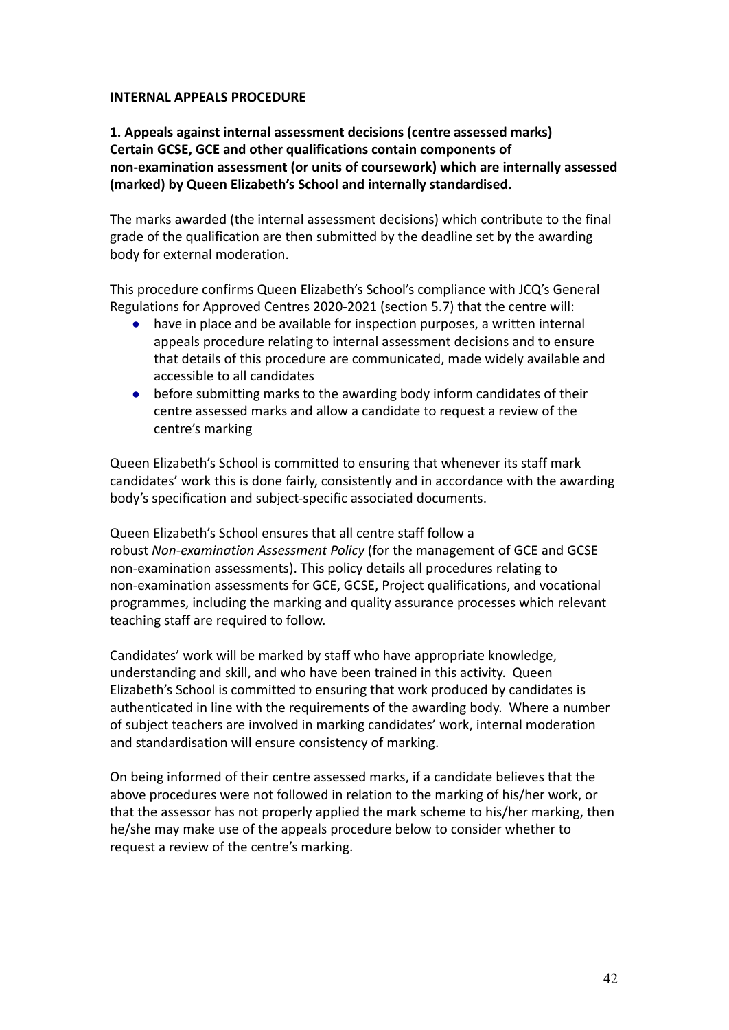## INTERNAL APPEALS PROCEDURE

**1. Appeals against internal assessment decisions (centre assessed marks)**
**Certain GCSE, GCE and other qualifications contain components of non-examination assessment (or units of coursework) which are internally assessed (marked) by Queen Elizabeth's School and internally standardised.**

The marks awarded (the internal assessment decisions) which contribute to the final grade of the qualification are then submitted by the deadline set by the awarding body for external moderation.

This procedure confirms Queen Elizabeth's School's compliance with JCQ's General Regulations for Approved Centres 2020-2021 (section 5.7) that the centre will:

- have in place and be available for inspection purposes, a written internal appeals procedure relating to internal assessment decisions and to ensure that details of this procedure are communicated, made widely available and accessible to all candidates
- before submitting marks to the awarding body inform candidates of their centre assessed marks and allow a candidate to request a review of the centre's marking

Queen Elizabeth's School is committed to ensuring that whenever its staff mark candidates' work this is done fairly, consistently and in accordance with the awarding body's specification and subject-specific associated documents.

Queen Elizabeth's School ensures that all centre staff follow a robust *Non-examination Assessment Policy* (for the management of GCE and GCSE non-examination assessments). This policy details all procedures relating to non-examination assessments for GCE, GCSE, Project qualifications, and vocational programmes, including the marking and quality assurance processes which relevant teaching staff are required to follow.

Candidates' work will be marked by staff who have appropriate knowledge, understanding and skill, and who have been trained in this activity. Queen Elizabeth's School is committed to ensuring that work produced by candidates is authenticated in line with the requirements of the awarding body. Where a number of subject teachers are involved in marking candidates' work, internal moderation and standardisation will ensure consistency of marking.

On being informed of their centre assessed marks, if a candidate believes that the above procedures were not followed in relation to the marking of his/her work, or that the assessor has not properly applied the mark scheme to his/her marking, then he/she may make use of the appeals procedure below to consider whether to request a review of the centre's marking.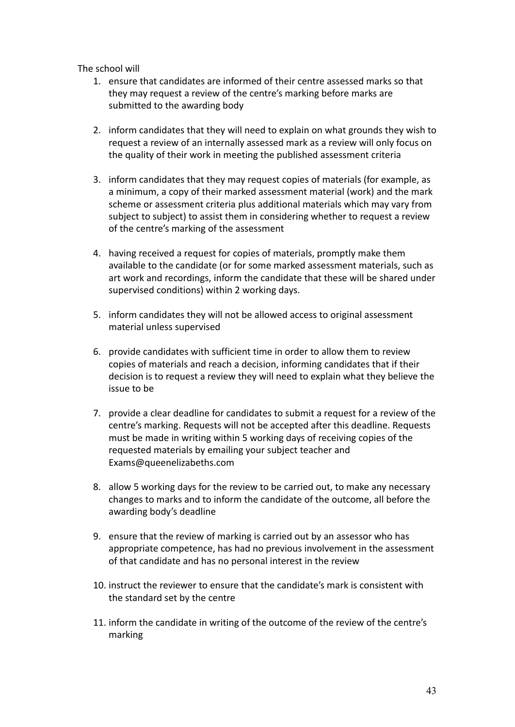The school will

1. ensure that candidates are informed of their centre assessed marks so that they may request a review of the centre's marking before marks are submitted to the awarding body

2. inform candidates that they will need to explain on what grounds they wish to request a review of an internally assessed mark as a review will only focus on the quality of their work in meeting the published assessment criteria

3. inform candidates that they may request copies of materials (for example, as a minimum, a copy of their marked assessment material (work) and the mark scheme or assessment criteria plus additional materials which may vary from subject to subject) to assist them in considering whether to request a review of the centre's marking of the assessment

4. having received a request for copies of materials, promptly make them available to the candidate (or for some marked assessment materials, such as art work and recordings, inform the candidate that these will be shared under supervised conditions) within 2 working days.

5. inform candidates they will not be allowed access to original assessment material unless supervised

6. provide candidates with sufficient time in order to allow them to review copies of materials and reach a decision, informing candidates that if their decision is to request a review they will need to explain what they believe the issue to be

7. provide a clear deadline for candidates to submit a request for a review of the centre's marking. Requests will not be accepted after this deadline. Requests must be made in writing within 5 working days of receiving copies of the requested materials by emailing your subject teacher and Exams@queenelizabeths.com

8. allow 5 working days for the review to be carried out, to make any necessary changes to marks and to inform the candidate of the outcome, all before the awarding body's deadline

9. ensure that the review of marking is carried out by an assessor who has appropriate competence, has had no previous involvement in the assessment of that candidate and has no personal interest in the review

10. instruct the reviewer to ensure that the candidate's mark is consistent with the standard set by the centre

11. inform the candidate in writing of the outcome of the review of the centre's marking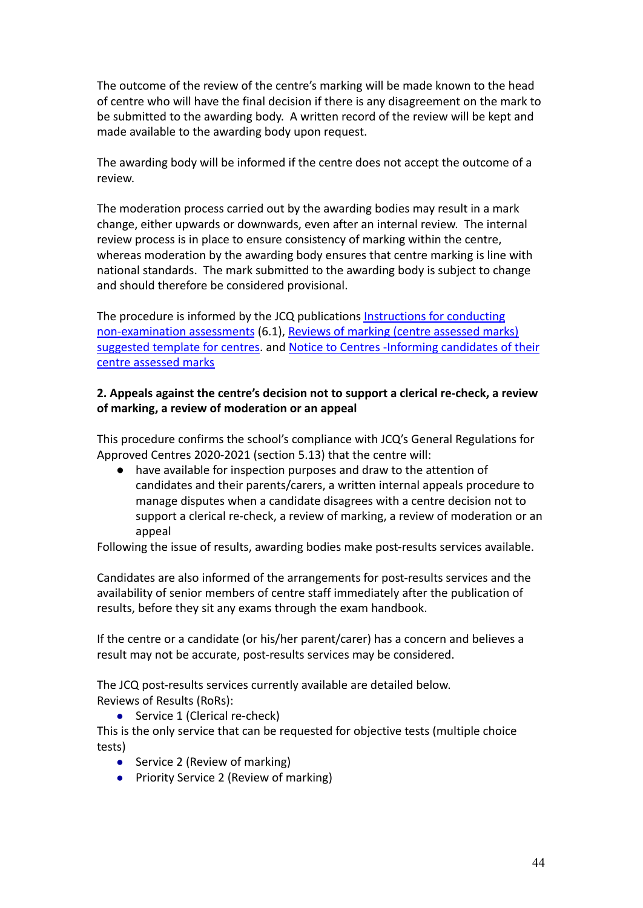The outcome of the review of the centre's marking will be made known to the head of centre who will have the final decision if there is any disagreement on the mark to be submitted to the awarding body. A written record of the review will be kept and made available to the awarding body upon request.

The awarding body will be informed if the centre does not accept the outcome of a review.

The moderation process carried out by the awarding bodies may result in a mark change, either upwards or downwards, even after an internal review. The internal review process is in place to ensure consistency of marking within the centre, whereas moderation by the awarding body ensures that centre marking is line with national standards. The mark submitted to the awarding body is subject to change and should therefore be considered provisional.

The procedure is informed by the JCQ publications [Instructions for conducting non-examination assessments]() (6.1), [Reviews of marking (centre assessed marks) suggested template for centres](). and [Notice to Centres -Informing candidates of their centre assessed marks]()

**2. Appeals against the centre's decision not to support a clerical re-check, a review of marking, a review of moderation or an appeal**

This procedure confirms the school's compliance with JCQ's General Regulations for Approved Centres 2020-2021 (section 5.13) that the centre will:

- have available for inspection purposes and draw to the attention of candidates and their parents/carers, a written internal appeals procedure to manage disputes when a candidate disagrees with a centre decision not to support a clerical re-check, a review of marking, a review of moderation or an appeal

Following the issue of results, awarding bodies make post-results services available.

Candidates are also informed of the arrangements for post-results services and the availability of senior members of centre staff immediately after the publication of results, before they sit any exams through the exam handbook.

If the centre or a candidate (or his/her parent/carer) has a concern and believes a result may not be accurate, post-results services may be considered.

The JCQ post-results services currently available are detailed below.
Reviews of Results (RoRs):

- Service 1 (Clerical re-check)

This is the only service that can be requested for objective tests (multiple choice tests)

- Service 2 (Review of marking)
- Priority Service 2 (Review of marking)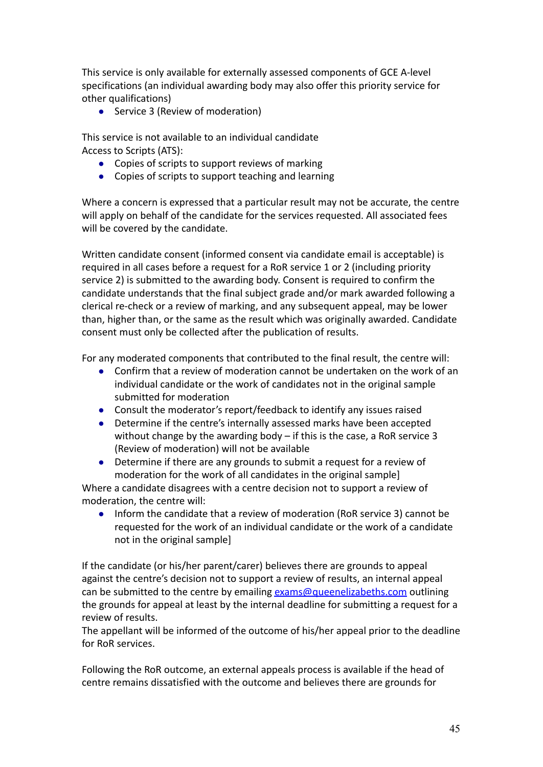This service is only available for externally assessed components of GCE A-level specifications (an individual awarding body may also offer this priority service for other qualifications)

- Service 3 (Review of moderation)

This service is not available to an individual candidate
Access to Scripts (ATS):

- Copies of scripts to support reviews of marking
- Copies of scripts to support teaching and learning

Where a concern is expressed that a particular result may not be accurate, the centre will apply on behalf of the candidate for the services requested. All associated fees will be covered by the candidate.

Written candidate consent (informed consent via candidate email is acceptable) is required in all cases before a request for a RoR service 1 or 2 (including priority service 2) is submitted to the awarding body. Consent is required to confirm the candidate understands that the final subject grade and/or mark awarded following a clerical re-check or a review of marking, and any subsequent appeal, may be lower than, higher than, or the same as the result which was originally awarded. Candidate consent must only be collected after the publication of results.

For any moderated components that contributed to the final result, the centre will:

- Confirm that a review of moderation cannot be undertaken on the work of an individual candidate or the work of candidates not in the original sample submitted for moderation
- Consult the moderator's report/feedback to identify any issues raised
- Determine if the centre's internally assessed marks have been accepted without change by the awarding body – if this is the case, a RoR service 3 (Review of moderation) will not be available
- Determine if there are any grounds to submit a request for a review of moderation for the work of all candidates in the original sample]

Where a candidate disagrees with a centre decision not to support a review of moderation, the centre will:

- Inform the candidate that a review of moderation (RoR service 3) cannot be requested for the work of an individual candidate or the work of a candidate not in the original sample]

If the candidate (or his/her parent/carer) believes there are grounds to appeal against the centre's decision not to support a review of results, an internal appeal can be submitted to the centre by emailing exams@queenelizabeths.com outlining the grounds for appeal at least by the internal deadline for submitting a request for a review of results.
The appellant will be informed of the outcome of his/her appeal prior to the deadline for RoR services.

Following the RoR outcome, an external appeals process is available if the head of centre remains dissatisfied with the outcome and believes there are grounds for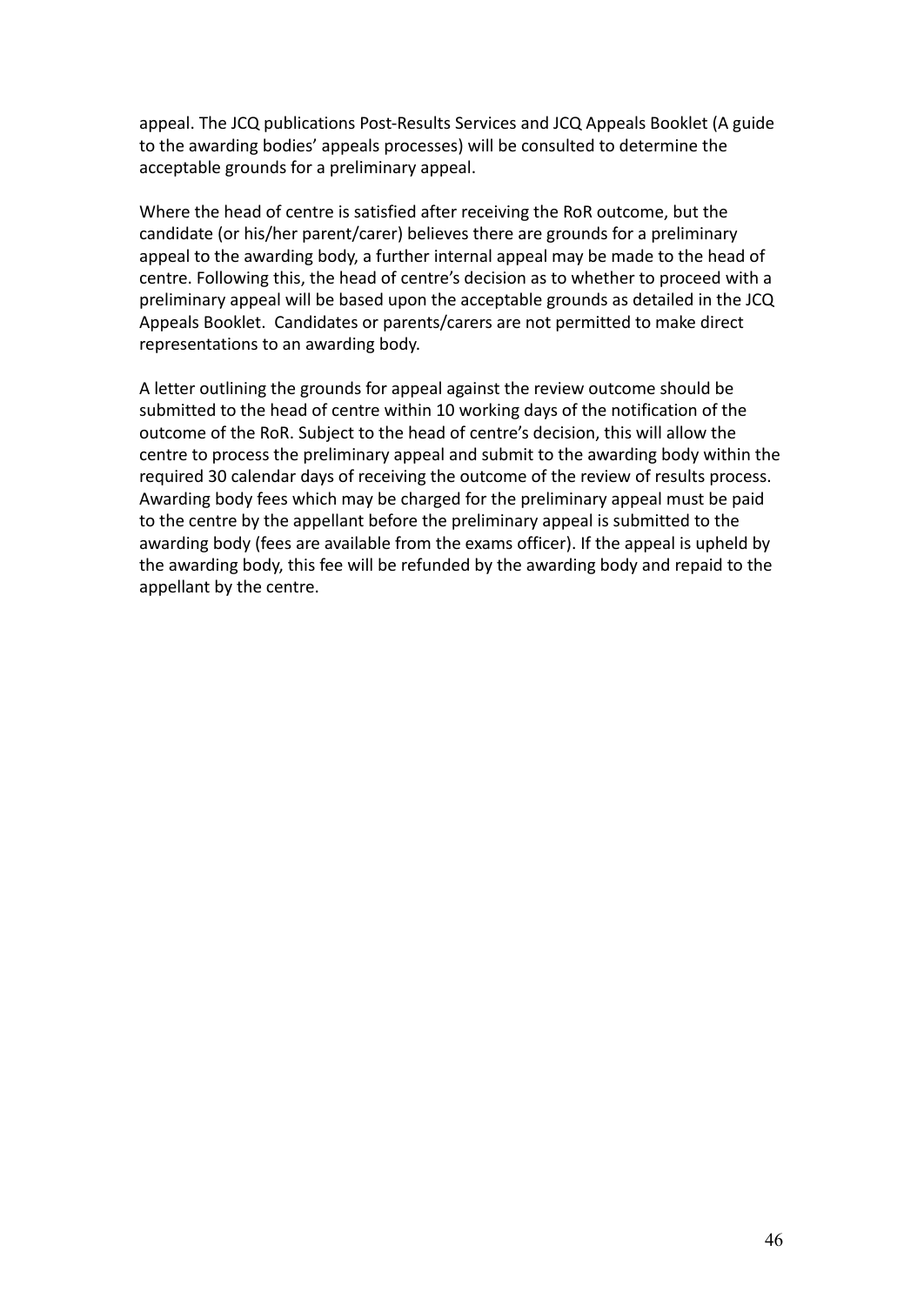appeal. The JCQ publications Post-Results Services and JCQ Appeals Booklet (A guide to the awarding bodies' appeals processes) will be consulted to determine the acceptable grounds for a preliminary appeal.

Where the head of centre is satisfied after receiving the RoR outcome, but the candidate (or his/her parent/carer) believes there are grounds for a preliminary appeal to the awarding body, a further internal appeal may be made to the head of centre. Following this, the head of centre's decision as to whether to proceed with a preliminary appeal will be based upon the acceptable grounds as detailed in the JCQ Appeals Booklet. Candidates or parents/carers are not permitted to make direct representations to an awarding body.

A letter outlining the grounds for appeal against the review outcome should be submitted to the head of centre within 10 working days of the notification of the outcome of the RoR. Subject to the head of centre's decision, this will allow the centre to process the preliminary appeal and submit to the awarding body within the required 30 calendar days of receiving the outcome of the review of results process. Awarding body fees which may be charged for the preliminary appeal must be paid to the centre by the appellant before the preliminary appeal is submitted to the awarding body (fees are available from the exams officer). If the appeal is upheld by the awarding body, this fee will be refunded by the awarding body and repaid to the appellant by the centre.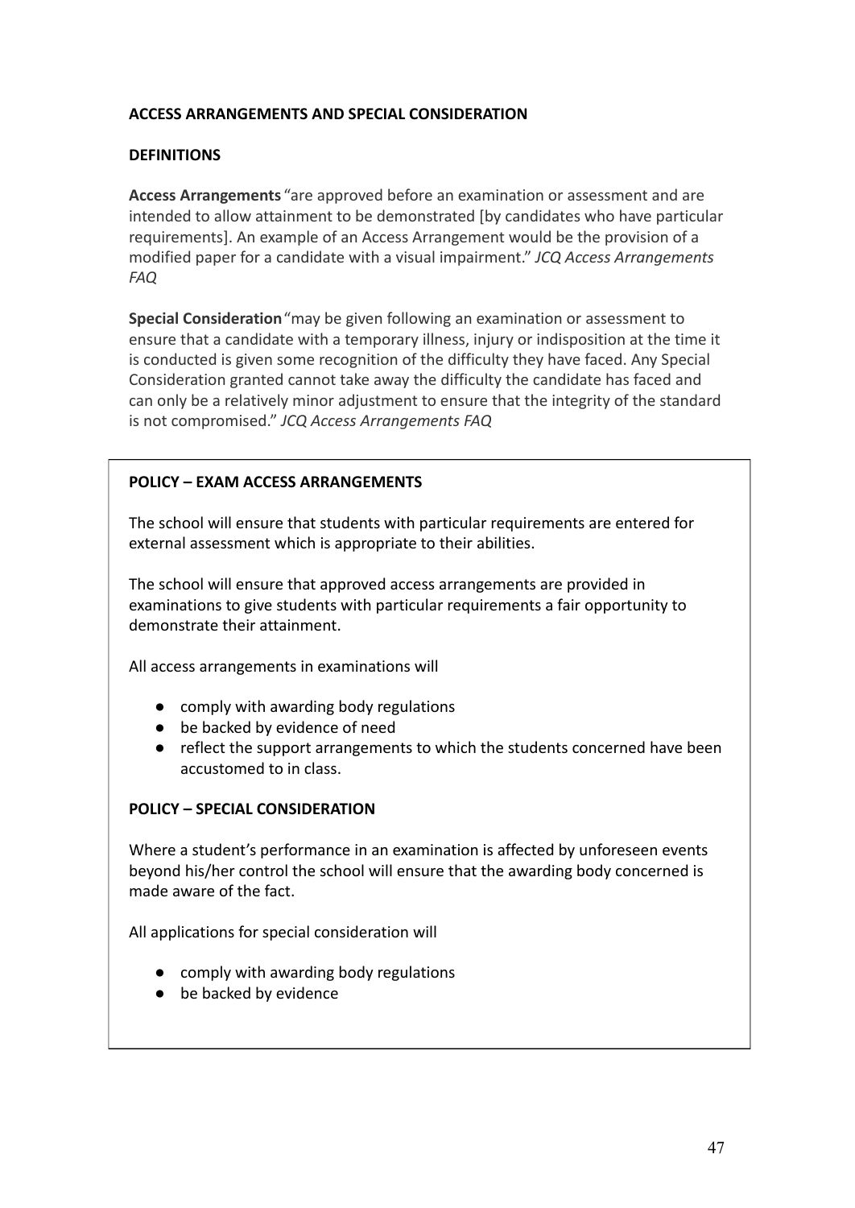## ACCESS ARRANGEMENTS AND SPECIAL CONSIDERATION

### DEFINITIONS

**Access Arrangements** "are approved before an examination or assessment and are intended to allow attainment to be demonstrated [by candidates who have particular requirements]. An example of an Access Arrangement would be the provision of a modified paper for a candidate with a visual impairment." *JCQ Access Arrangements FAQ*

**Special Consideration** "may be given following an examination or assessment to ensure that a candidate with a temporary illness, injury or indisposition at the time it is conducted is given some recognition of the difficulty they have faced. Any Special Consideration granted cannot take away the difficulty the candidate has faced and can only be a relatively minor adjustment to ensure that the integrity of the standard is not compromised." *JCQ Access Arrangements FAQ*

### POLICY – EXAM ACCESS ARRANGEMENTS

The school will ensure that students with particular requirements are entered for external assessment which is appropriate to their abilities.

The school will ensure that approved access arrangements are provided in examinations to give students with particular requirements a fair opportunity to demonstrate their attainment.

All access arrangements in examinations will

- comply with awarding body regulations
- be backed by evidence of need
- reflect the support arrangements to which the students concerned have been accustomed to in class.

### POLICY – SPECIAL CONSIDERATION

Where a student's performance in an examination is affected by unforeseen events beyond his/her control the school will ensure that the awarding body concerned is made aware of the fact.

All applications for special consideration will

- comply with awarding body regulations
- be backed by evidence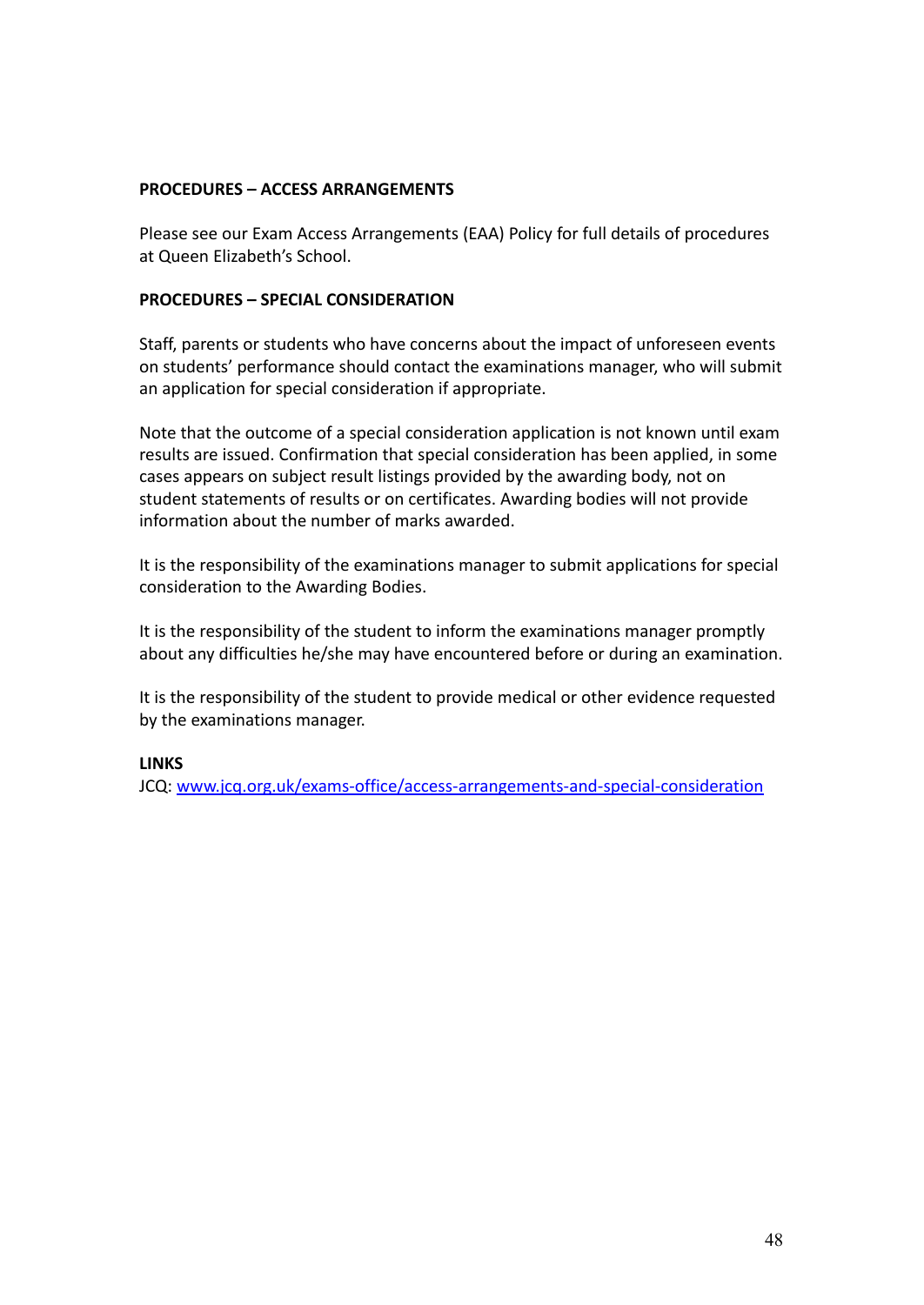**PROCEDURES – ACCESS ARRANGEMENTS**

Please see our Exam Access Arrangements (EAA) Policy for full details of procedures at Queen Elizabeth's School.

**PROCEDURES – SPECIAL CONSIDERATION**

Staff, parents or students who have concerns about the impact of unforeseen events on students' performance should contact the examinations manager, who will submit an application for special consideration if appropriate.

Note that the outcome of a special consideration application is not known until exam results are issued. Confirmation that special consideration has been applied, in some cases appears on subject result listings provided by the awarding body, not on student statements of results or on certificates. Awarding bodies will not provide information about the number of marks awarded.

It is the responsibility of the examinations manager to submit applications for special consideration to the Awarding Bodies.

It is the responsibility of the student to inform the examinations manager promptly about any difficulties he/she may have encountered before or during an examination.

It is the responsibility of the student to provide medical or other evidence requested by the examinations manager.

**LINKS**

JCQ: [www.jcq.org.uk/exams-office/access-arrangements-and-special-consideration](http://www.jcq.org.uk/exams-office/access-arrangements-and-special-consideration)